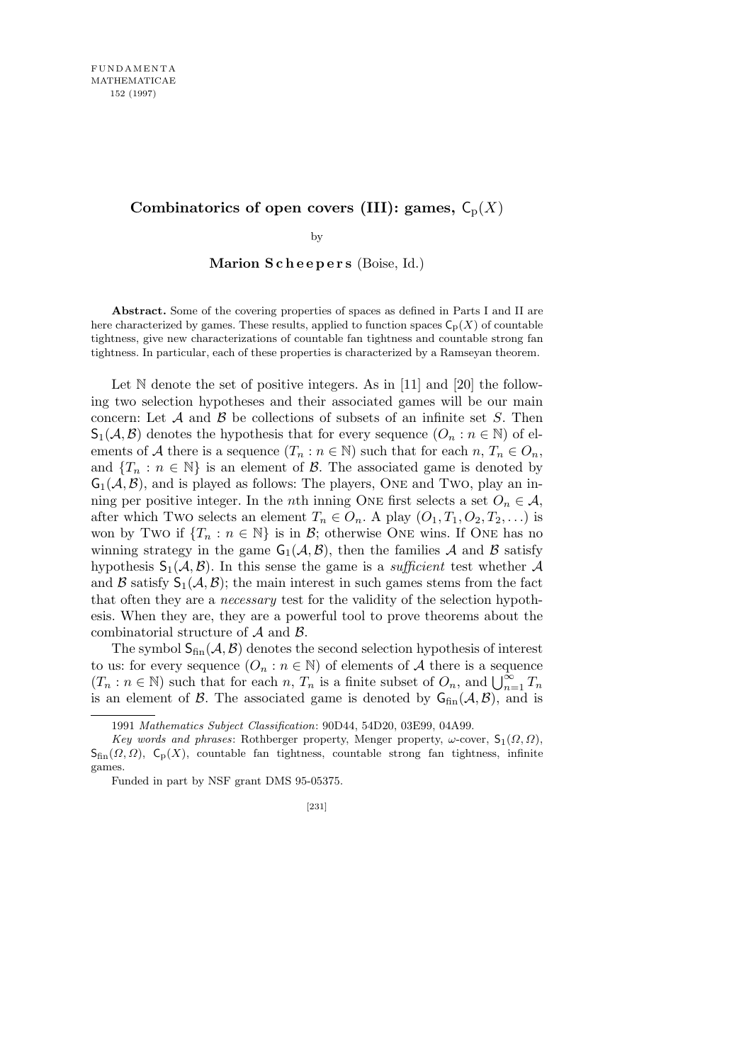# Combinatorics of open covers (III): games, $\mathsf{C}_p(X)$

by

**Marion Scheepers** (Boise, Id.)

**Abstract.** Some of the covering properties of spaces as defined in Parts I and II are here characterized by games. These results, applied to function spaces $\mathsf{C}_p(X)$ of countable tightness, give new characterizations of countable fan tightness and countable strong fan tightness. In particular, each of these properties is characterized by a Ramseyan theorem.

Let $\mathbb{N}$ denote the set of positive integers. As in [11] and [20] the following two selection hypotheses and their associated games will be our main concern: Let $\mathcal{A}$ and $\mathcal{B}$ be collections of subsets of an infinite set $S$. Then $\mathsf{S}_1(\mathcal{A}, \mathcal{B})$ denotes the hypothesis that for every sequence $(O_n : n \in \mathbb{N})$ of elements of $\mathcal{A}$ there is a sequence $(T_n : n \in \mathbb{N})$ such that for each $n$, $T_n \in O_n$, and $\{T_n : n \in \mathbb{N}\}$ is an element of $\mathcal{B}$. The associated game is denoted by $\mathsf{G}_1(\mathcal{A}, \mathcal{B})$, and is played as follows: The players, ONE and TWO, play an inning per positive integer. In the $n$th inning ONE first selects a set $O_n \in \mathcal{A}$, after which TWO selects an element $T_n \in O_n$. A play $(O_1, T_1, O_2, T_2, \ldots)$ is won by TWO if $\{T_n : n \in \mathbb{N}\}$ is in $\mathcal{B}$; otherwise ONE wins. If ONE has no winning strategy in the game $\mathsf{G}_1(\mathcal{A}, \mathcal{B})$, then the families $\mathcal{A}$ and $\mathcal{B}$ satisfy hypothesis $\mathsf{S}_1(\mathcal{A}, \mathcal{B})$. In this sense the game is a *sufficient* test whether $\mathcal{A}$ and $\mathcal{B}$ satisfy $\mathsf{S}_1(\mathcal{A}, \mathcal{B})$; the main interest in such games stems from the fact that often they are a *necessary* test for the validity of the selection hypothesis. When they are, they are a powerful tool to prove theorems about the combinatorial structure of $\mathcal{A}$ and $\mathcal{B}$.

The symbol $\mathsf{S}_{\mathrm{fin}}(\mathcal{A}, \mathcal{B})$ denotes the second selection hypothesis of interest to us: for every sequence $(O_n : n \in \mathbb{N})$ of elements of $\mathcal{A}$ there is a sequence $(T_n : n \in \mathbb{N})$ such that for each $n$, $T_n$ is a finite subset of $O_n$, and $\bigcup_{n=1}^{\infty} T_n$ is an element of $\mathcal{B}$. The associated game is denoted by $\mathsf{G}_{\mathrm{fin}}(\mathcal{A}, \mathcal{B})$, and is

---

1991 *Mathematics Subject Classification*: 90D44, 54D20, 03E99, 04A99.

*Key words and phrases*: Rothberger property, Menger property, $\omega$-cover, $\mathsf{S}_1(\Omega, \Omega)$, $\mathsf{S}_{\mathrm{fin}}(\Omega, \Omega)$, $\mathsf{C}_p(X)$, countable fan tightness, countable strong fan tightness, infinite games.

Funded in part by NSF grant DMS 95-05375.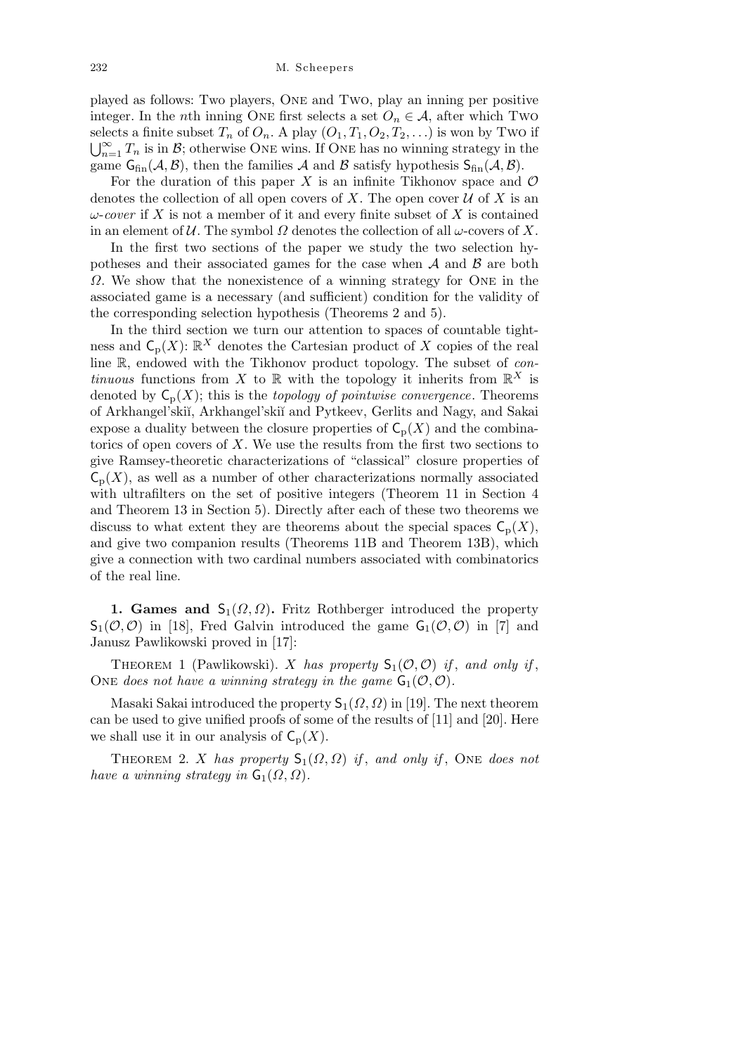played as follows: Two players, One and Two, play an inning per positive integer. In the $n$th inning One first selects a set $O_n \in \mathcal{A}$, after which Two selects a finite subset $T_n$ of $O_n$. A play $(O_1, T_1, O_2, T_2, \ldots)$ is won by Two if $\bigcup_{n=1}^{\infty} T_n$ is in $\mathcal{B}$; otherwise One wins. If One has no winning strategy in the game $\mathsf{G}_{\text{fin}}(\mathcal{A}, \mathcal{B})$, then the families $\mathcal{A}$ and $\mathcal{B}$ satisfy hypothesis $\mathsf{S}_{\text{fin}}(\mathcal{A}, \mathcal{B})$.

For the duration of this paper $X$ is an infinite Tikhonov space and $\mathcal{O}$ denotes the collection of all open covers of $X$. The open cover $\mathcal{U}$ of $X$ is an *$\omega$-cover* if $X$ is not a member of it and every finite subset of $X$ is contained in an element of $\mathcal{U}$. The symbol $\Omega$ denotes the collection of all $\omega$-covers of $X$.

In the first two sections of the paper we study the two selection hypotheses and their associated games for the case when $\mathcal{A}$ and $\mathcal{B}$ are both $\Omega$. We show that the nonexistence of a winning strategy for One in the associated game is a necessary (and sufficient) condition for the validity of the corresponding selection hypothesis (Theorems 2 and 5).

In the third section we turn our attention to spaces of countable tightness and $\mathsf{C}_{\text{p}}(X)$: $\mathbb{R}^X$ denotes the Cartesian product of $X$ copies of the real line $\mathbb{R}$, endowed with the Tikhonov product topology. The subset of *continuous* functions from $X$ to $\mathbb{R}$ with the topology it inherits from $\mathbb{R}^X$ is denoted by $\mathsf{C}_{\text{p}}(X)$; this is the *topology of pointwise convergence*. Theorems of Arkhangel'skiĭ, Arkhangel'skiĭ and Pytkeev, Gerlits and Nagy, and Sakai expose a duality between the closure properties of $\mathsf{C}_{\text{p}}(X)$ and the combinatorics of open covers of $X$. We use the results from the first two sections to give Ramsey-theoretic characterizations of "classical" closure properties of $\mathsf{C}_{\text{p}}(X)$, as well as a number of other characterizations normally associated with ultrafilters on the set of positive integers (Theorem 11 in Section 4 and Theorem 13 in Section 5). Directly after each of these two theorems we discuss to what extent they are theorems about the special spaces $\mathsf{C}_{\text{p}}(X)$, and give two companion results (Theorems 11B and Theorem 13B), which give a connection with two cardinal numbers associated with combinatorics of the real line.

**1. Games and $\mathsf{S}_1(\Omega, \Omega)$.** Fritz Rothberger introduced the property $\mathsf{S}_1(\mathcal{O}, \mathcal{O})$ in [18], Fred Galvin introduced the game $\mathsf{G}_1(\mathcal{O}, \mathcal{O})$ in [7] and Janusz Pawlikowski proved in [17]:

Theorem 1 (Pawlikowski). *$X$ has property $\mathsf{S}_1(\mathcal{O}, \mathcal{O})$ if, and only if, One does not have a winning strategy in the game $\mathsf{G}_1(\mathcal{O}, \mathcal{O})$.*

Masaki Sakai introduced the property $\mathsf{S}_1(\Omega, \Omega)$ in [19]. The next theorem can be used to give unified proofs of some of the results of [11] and [20]. Here we shall use it in our analysis of $\mathsf{C}_{\text{p}}(X)$.

Theorem 2. *$X$ has property $\mathsf{S}_1(\Omega, \Omega)$ if, and only if, One does not have a winning strategy in $\mathsf{G}_1(\Omega, \Omega)$.*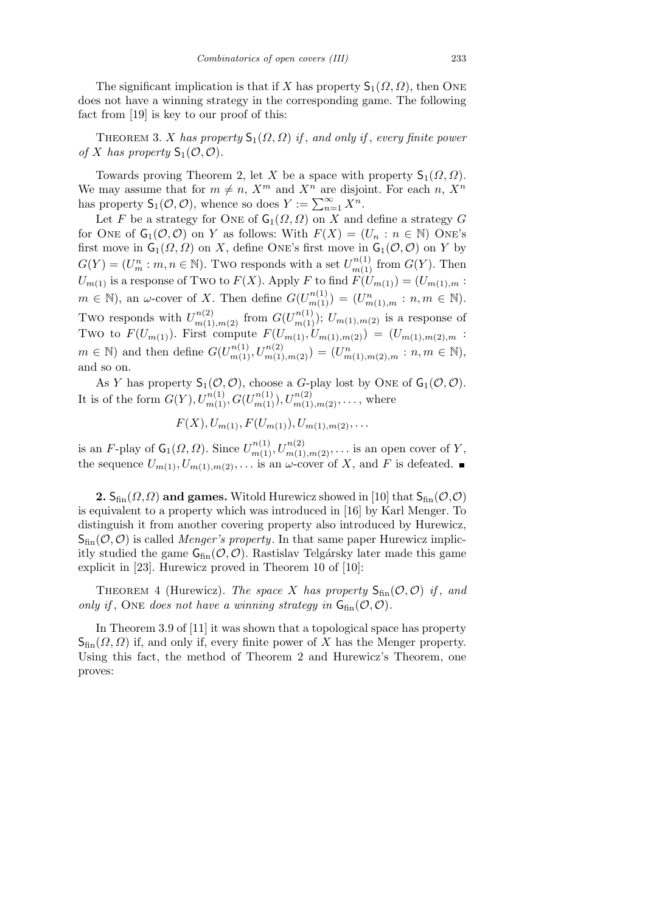The significant implication is that if $X$ has property $\mathsf{S}_1(\Omega,\Omega)$, then ONE does not have a winning strategy in the corresponding game. The following fact from [19] is key to our proof of this:

THEOREM 3. *$X$ has property $\mathsf{S}_1(\Omega,\Omega)$ if, and only if, every finite power of $X$ has property $\mathsf{S}_1(\mathcal{O},\mathcal{O})$.*

Towards proving Theorem 2, let $X$ be a space with property $\mathsf{S}_1(\Omega,\Omega)$. We may assume that for $m \neq n$, $X^m$ and $X^n$ are disjoint. For each $n$, $X^n$ has property $\mathsf{S}_1(\mathcal{O},\mathcal{O})$, whence so does $Y := \sum_{n=1}^{\infty} X^n$.

Let $F$ be a strategy for ONE of $\mathsf{G}_1(\Omega,\Omega)$ on $X$ and define a strategy $G$ for ONE of $\mathsf{G}_1(\mathcal{O},\mathcal{O})$ on $Y$ as follows: With $F(X) = (U_n : n \in \mathbb{N})$ ONE's first move in $\mathsf{G}_1(\Omega,\Omega)$ on $X$, define ONE's first move in $\mathsf{G}_1(\mathcal{O},\mathcal{O})$ on $Y$ by $G(Y) = (U_m^n : m,n \in \mathbb{N})$. TWO responds with a set $U_{m(1)}^{n(1)}$ from $G(Y)$. Then $U_{m(1)}$ is a response of TWO to $F(X)$. Apply $F$ to find $F(U_{m(1)}) = (U_{m(1),m} : m \in \mathbb{N})$, an $\omega$-cover of $X$. Then define $G(U_{m(1)}^{n(1)}) = (U_{m(1),m}^n : n,m \in \mathbb{N})$. TWO responds with $U_{m(1),m(2)}^{n(2)}$ from $G(U_{m(1)}^{n(1)})$; $U_{m(1),m(2)}$ is a response of TWO to $F(U_{m(1)})$. First compute $F(U_{m(1)}, U_{m(1),m(2)}) = (U_{m(1),m(2),m} : m \in \mathbb{N})$ and then define $G(U_{m(1)}^{n(1)}, U_{m(1),m(2)}^{n(2)}) = (U_{m(1),m(2),m}^n : n,m \in \mathbb{N})$, and so on.

As $Y$ has property $\mathsf{S}_1(\mathcal{O},\mathcal{O})$, choose a $G$-play lost by ONE of $\mathsf{G}_1(\mathcal{O},\mathcal{O})$. It is of the form $G(Y), U_{m(1)}^{n(1)}, G(U_{m(1)}^{n(1)}), U_{m(1),m(2)}^{n(2)}, \ldots$, where

$$F(X), U_{m(1)}, F(U_{m(1)}), U_{m(1),m(2)}, \ldots$$

is an $F$-play of $\mathsf{G}_1(\Omega,\Omega)$. Since $U_{m(1)}^{n(1)}, U_{m(1),m(2)}^{n(2)}, \ldots$ is an open cover of $Y$, the sequence $U_{m(1)}, U_{m(1),m(2)}, \ldots$ is an $\omega$-cover of $X$, and $F$ is defeated. ∎

**2. $\mathsf{S}_{\text{fin}}(\Omega,\Omega)$ and games.** Witold Hurewicz showed in [10] that $\mathsf{S}_{\text{fin}}(\mathcal{O},\mathcal{O})$ is equivalent to a property which was introduced in [16] by Karl Menger. To distinguish it from another covering property also introduced by Hurewicz, $\mathsf{S}_{\text{fin}}(\mathcal{O},\mathcal{O})$ is called *Menger's property*. In that same paper Hurewicz implicitly studied the game $\mathsf{G}_{\text{fin}}(\mathcal{O},\mathcal{O})$. Rastislav Telgársky later made this game explicit in [23]. Hurewicz proved in Theorem 10 of [10]:

THEOREM 4 (Hurewicz). *The space $X$ has property $\mathsf{S}_{\text{fin}}(\mathcal{O},\mathcal{O})$ if, and only if, ONE does not have a winning strategy in $\mathsf{G}_{\text{fin}}(\mathcal{O},\mathcal{O})$.*

In Theorem 3.9 of [11] it was shown that a topological space has property $\mathsf{S}_{\text{fin}}(\Omega,\Omega)$ if, and only if, every finite power of $X$ has the Menger property. Using this fact, the method of Theorem 2 and Hurewicz's Theorem, one proves: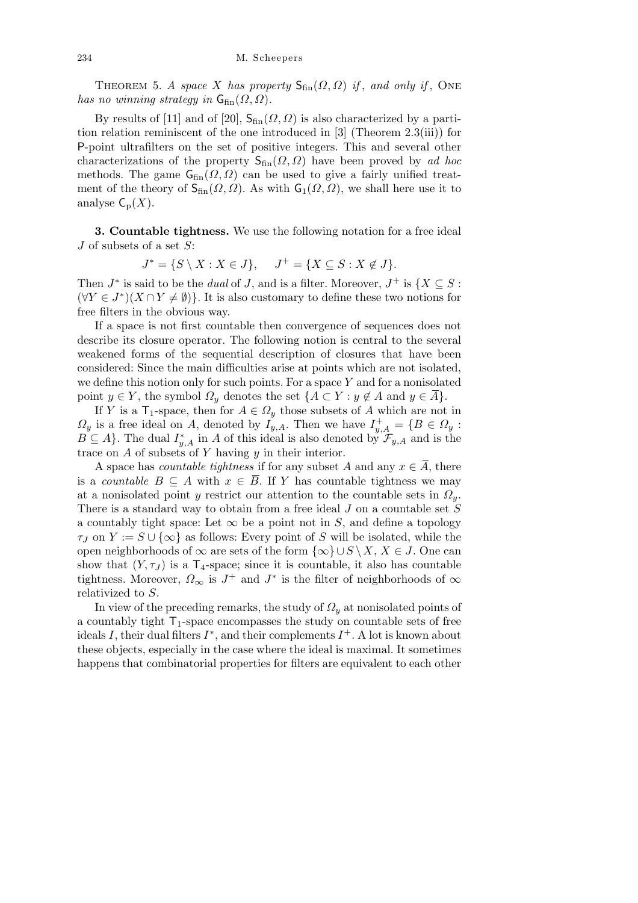THEOREM 5. *A space $X$ has property $\mathsf{S}_{\mathrm{fin}}(\Omega,\Omega)$ if, and only if*, ONE *has no winning strategy in $\mathsf{G}_{\mathrm{fin}}(\Omega,\Omega)$.*

By results of [11] and of [20], $\mathsf{S}_{\mathrm{fin}}(\Omega,\Omega)$ is also characterized by a partition relation reminiscent of the one introduced in [3] (Theorem 2.3(iii)) for P-point ultrafilters on the set of positive integers. This and several other characterizations of the property $\mathsf{S}_{\mathrm{fin}}(\Omega,\Omega)$ have been proved by *ad hoc* methods. The game $\mathsf{G}_{\mathrm{fin}}(\Omega,\Omega)$ can be used to give a fairly unified treatment of the theory of $\mathsf{S}_{\mathrm{fin}}(\Omega,\Omega)$. As with $\mathsf{G}_1(\Omega,\Omega)$, we shall here use it to analyse $\mathsf{C}_{\mathrm{p}}(X)$.

**3. Countable tightness.** We use the following notation for a free ideal $J$ of subsets of a set $S$:

$$J^* = \{S\setminus X : X \in J\}, \quad J^+ = \{X \subseteq S : X \notin J\}.$$

Then $J^*$ is said to be the *dual* of $J$, and is a filter. Moreover, $J^+$ is $\{X \subseteq S : (\forall Y \in J^*)(X\cap Y \neq \emptyset)\}$. It is also customary to define these two notions for free filters in the obvious way.

If a space is not first countable then convergence of sequences does not describe its closure operator. The following notion is central to the several weakened forms of the sequential description of closures that have been considered: Since the main difficulties arise at points which are not isolated, we define this notion only for such points. For a space $Y$ and for a nonisolated point $y \in Y$, the symbol $\Omega_y$ denotes the set $\{A \subset Y : y \notin A \text{ and } y \in \overline{A}\}$.

If $Y$ is a $\mathsf{T}_1$-space, then for $A \in \Omega_y$ those subsets of $A$ which are not in $\Omega_y$ is a free ideal on $A$, denoted by $I_{y,A}$. Then we have $I^+_{y,A} = \{B \in \Omega_y : B \subseteq A\}$. The dual $I^*_{y,A}$ in $A$ of this ideal is also denoted by $\mathcal{F}_{y,A}$ and is the trace on $A$ of subsets of $Y$ having $y$ in their interior.

A space has *countable tightness* if for any subset $A$ and any $x \in \overline{A}$, there is a *countable* $B \subseteq A$ with $x \in \overline{B}$. If $Y$ has countable tightness we may at a nonisolated point $y$ restrict our attention to the countable sets in $\Omega_y$. There is a standard way to obtain from a free ideal $J$ on a countable set $S$ a countably tight space: Let $\infty$ be a point not in $S$, and define a topology $\tau_J$ on $Y := S\cup\{\infty\}$ as follows: Every point of $S$ will be isolated, while the open neighborhoods of $\infty$ are sets of the form $\{\infty\}\cup S\setminus X$, $X \in J$. One can show that $(Y,\tau_J)$ is a $\mathsf{T}_4$-space; since it is countable, it also has countable tightness. Moreover, $\Omega_\infty$ is $J^+$ and $J^*$ is the filter of neighborhoods of $\infty$ relativized to $S$.

In view of the preceding remarks, the study of $\Omega_y$ at nonisolated points of a countably tight $\mathsf{T}_1$-space encompasses the study on countable sets of free ideals $I$, their dual filters $I^*$, and their complements $I^+$. A lot is known about these objects, especially in the case where the ideal is maximal. It sometimes happens that combinatorial properties for filters are equivalent to each other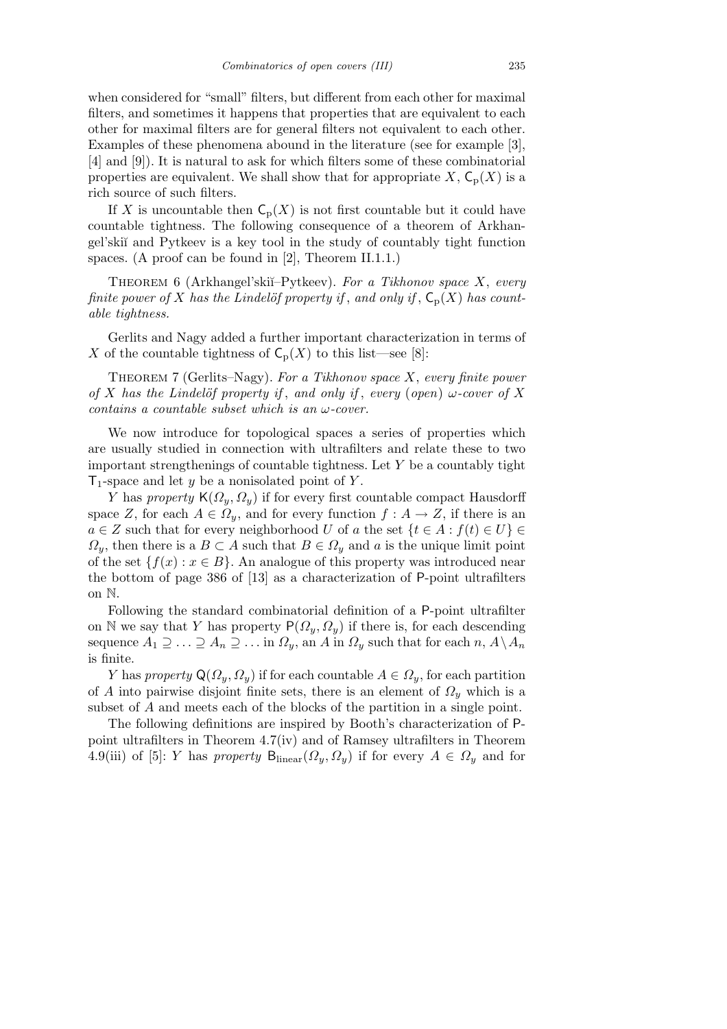when considered for "small" filters, but different from each other for maximal filters, and sometimes it happens that properties that are equivalent to each other for maximal filters are for general filters not equivalent to each other. Examples of these phenomena abound in the literature (see for example [3], [4] and [9]). It is natural to ask for which filters some of these combinatorial properties are equivalent. We shall show that for appropriate $X$, $\mathsf{C}_{\rm p}(X)$ is a rich source of such filters.

If $X$ is uncountable then $\mathsf{C}_{\rm p}(X)$ is not first countable but it could have countable tightness. The following consequence of a theorem of Arkhangel'skiĭ and Pytkeev is a key tool in the study of countably tight function spaces. (A proof can be found in [2], Theorem II.1.1.)

Theorem 6 (Arkhangel'skiĭ–Pytkeev). *For a Tikhonov space $X$, every finite power of $X$ has the Lindelöf property if, and only if, $\mathsf{C}_{\rm p}(X)$ has countable tightness.*

Gerlits and Nagy added a further important characterization in terms of $X$ of the countable tightness of $\mathsf{C}_{\rm p}(X)$ to this list—see [8]:

Theorem 7 (Gerlits–Nagy). *For a Tikhonov space $X$, every finite power of $X$ has the Lindelöf property if, and only if, every (open) $\omega$-cover of $X$ contains a countable subset which is an $\omega$-cover.*

We now introduce for topological spaces a series of properties which are usually studied in connection with ultrafilters and relate these to two important strengthenings of countable tightness. Let $Y$ be a countably tight $\mathsf{T}_1$-space and let $y$ be a nonisolated point of $Y$.

$Y$ has *property* $\mathsf{K}(\Omega_y, \Omega_y)$ if for every first countable compact Hausdorff space $Z$, for each $A \in \Omega_y$, and for every function $f : A \to Z$, if there is an $a \in Z$ such that for every neighborhood $U$ of $a$ the set $\{t \in A : f(t) \in U\} \in \Omega_y$, then there is a $B \subset A$ such that $B \in \Omega_y$ and $a$ is the unique limit point of the set $\{f(x) : x \in B\}$. An analogue of this property was introduced near the bottom of page 386 of [13] as a characterization of $\mathsf{P}$-point ultrafilters on $\mathbb{N}$.

Following the standard combinatorial definition of a $\mathsf{P}$-point ultrafilter on $\mathbb{N}$ we say that $Y$ has property $\mathsf{P}(\Omega_y, \Omega_y)$ if there is, for each descending sequence $A_1 \supseteq \ldots \supseteq A_n \supseteq \ldots$ in $\Omega_y$, an $A$ in $\Omega_y$ such that for each $n$, $A \setminus A_n$ is finite.

$Y$ has *property* $\mathsf{Q}(\Omega_y, \Omega_y)$ if for each countable $A \in \Omega_y$, for each partition of $A$ into pairwise disjoint finite sets, there is an element of $\Omega_y$ which is a subset of $A$ and meets each of the blocks of the partition in a single point.

The following definitions are inspired by Booth's characterization of $\mathsf{P}$-point ultrafilters in Theorem 4.7(iv) and of Ramsey ultrafilters in Theorem 4.9(iii) of [5]: $Y$ has *property* $\mathsf{B}_{\rm linear}(\Omega_y, \Omega_y)$ if for every $A \in \Omega_y$ and for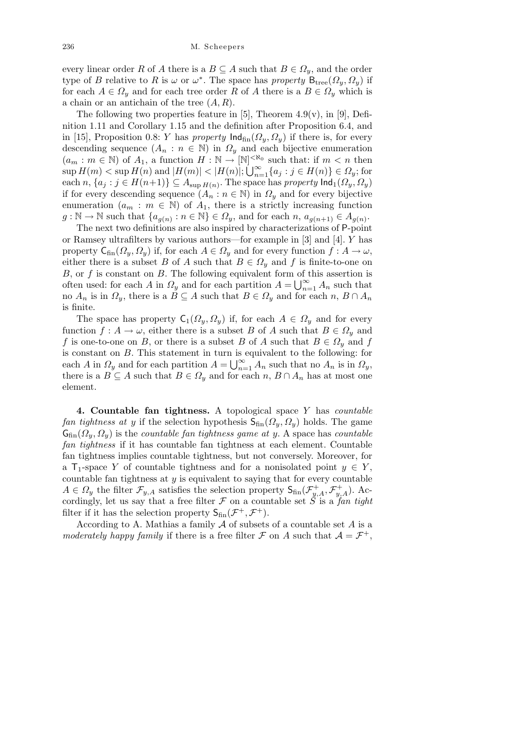every linear order $R$ of $A$ there is a $B \subseteq A$ such that $B \in \Omega_y$, and the order type of $B$ relative to $R$ is $\omega$ or $\omega^*$. The space has *property* $\mathsf{B}_{\rm tree}(\Omega_y, \Omega_y)$ if for each $A \in \Omega_y$ and for each tree order $R$ of $A$ there is a $B \in \Omega_y$ which is a chain or an antichain of the tree $(A, R)$.

The following two properties feature in [5], Theorem 4.9(v), in [9], Definition 1.11 and Corollary 1.15 and the definition after Proposition 6.4, and in [15], Proposition 0.8: $Y$ has *property* $\mathsf{Ind}_{\rm fin}(\Omega_y, \Omega_y)$ if there is, for every descending sequence $(A_n : n \in \mathbb{N})$ in $\Omega_y$ and each bijective enumeration $(a_m : m \in \mathbb{N})$ of $A_1$, a function $H : \mathbb{N} \to [\mathbb{N}]^{<\aleph_0}$ such that: if $m < n$ then $\sup H(m) < \sup H(n)$ and $|H(m)| < |H(n)|$; $\bigcup_{n=1}^{\infty} \{a_j : j \in H(n)\} \in \Omega_y$; for each $n$, $\{a_j : j \in H(n+1)\} \subseteq A_{\sup H(n)}$. The space has *property* $\mathsf{Ind}_1(\Omega_y, \Omega_y)$ if for every descending sequence $(A_n : n \in \mathbb{N})$ in $\Omega_y$ and for every bijective enumeration $(a_m : m \in \mathbb{N})$ of $A_1$, there is a strictly increasing function $g : \mathbb{N} \to \mathbb{N}$ such that $\{a_{g(n)} : n \in \mathbb{N}\} \in \Omega_y$, and for each $n$, $a_{g(n+1)} \in A_{g(n)}$.

The next two definitions are also inspired by characterizations of $\mathsf{P}$-point or Ramsey ultrafilters by various authors—for example in [3] and [4]. $Y$ has property $\mathsf{C}_{\rm fin}(\Omega_y, \Omega_y)$ if, for each $A \in \Omega_y$ and for every function $f : A \to \omega$, either there is a subset $B$ of $A$ such that $B \in \Omega_y$ and $f$ is finite-to-one on $B$, or $f$ is constant on $B$. The following equivalent form of this assertion is often used: for each $A$ in $\Omega_y$ and for each partition $A = \bigcup_{n=1}^{\infty} A_n$ such that no $A_n$ is in $\Omega_y$, there is a $B \subseteq A$ such that $B \in \Omega_y$ and for each $n$, $B \cap A_n$ is finite.

The space has property $\mathsf{C}_1(\Omega_y, \Omega_y)$ if, for each $A \in \Omega_y$ and for every function $f : A \to \omega$, either there is a subset $B$ of $A$ such that $B \in \Omega_y$ and $f$ is one-to-one on $B$, or there is a subset $B$ of $A$ such that $B \in \Omega_y$ and $f$ is constant on $B$. This statement in turn is equivalent to the following: for each $A$ in $\Omega_y$ and for each partition $A = \bigcup_{n=1}^{\infty} A_n$ such that no $A_n$ is in $\Omega_y$, there is a $B \subseteq A$ such that $B \in \Omega_y$ and for each $n$, $B \cap A_n$ has at most one element.

**4. Countable fan tightness.** A topological space $Y$ has *countable fan tightness at* $y$ if the selection hypothesis $\mathsf{S}_{\rm fin}(\Omega_y, \Omega_y)$ holds. The game $\mathsf{G}_{\rm fin}(\Omega_y, \Omega_y)$ is the *countable fan tightness game at* $y$. A space has *countable fan tightness* if it has countable fan tightness at each element. Countable fan tightness implies countable tightness, but not conversely. Moreover, for a $\mathsf{T}_1$-space $Y$ of countable tightness and for a nonisolated point $y \in Y$, countable fan tightness at $y$ is equivalent to saying that for every countable $A \in \Omega_y$ the filter $\mathcal{F}_{y,A}$ satisfies the selection property $\mathsf{S}_{\rm fin}(\mathcal{F}^+_{y,A}, \mathcal{F}^+_{y,A})$. Accordingly, let us say that a free filter $\mathcal{F}$ on a countable set $S$ is a *fan tight* filter if it has the selection property $\mathsf{S}_{\rm fin}(\mathcal{F}^+, \mathcal{F}^+)$.

According to A. Mathias a family $\mathcal{A}$ of subsets of a countable set $A$ is a *moderately happy family* if there is a free filter $\mathcal{F}$ on $A$ such that $\mathcal{A} = \mathcal{F}^+$,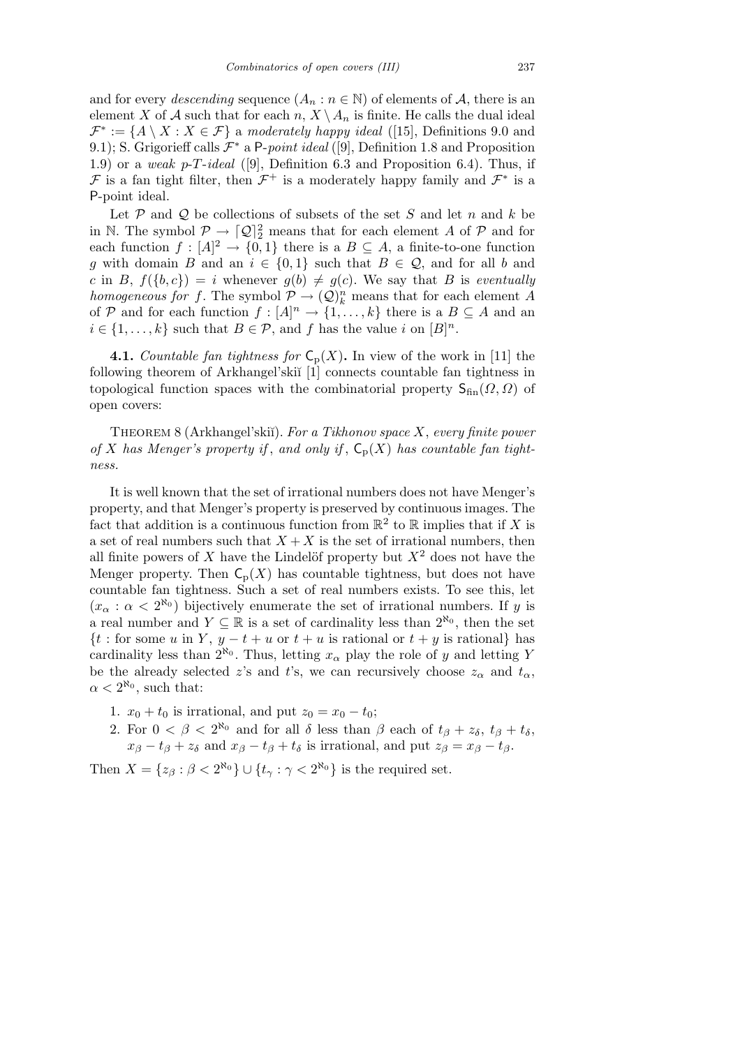and for every *descending* sequence $(A_n : n \in \mathbb{N})$ of elements of $\mathcal{A}$, there is an element $X$ of $\mathcal{A}$ such that for each $n$, $X \setminus A_n$ is finite. He calls the dual ideal $\mathcal{F}^* := \{A \setminus X : X \in \mathcal{F}\}$ a *moderately happy ideal* ([15], Definitions 9.0 and 9.1); S. Grigorieff calls $\mathcal{F}^*$ a $\mathsf{P}$*-point ideal* ([9], Definition 1.8 and Proposition 1.9) or a *weak p-T-ideal* ([9], Definition 6.3 and Proposition 6.4). Thus, if $\mathcal{F}$ is a fan tight filter, then $\mathcal{F}^+$ is a moderately happy family and $\mathcal{F}^*$ is a $\mathsf{P}$-point ideal.

Let $\mathcal{P}$ and $\mathcal{Q}$ be collections of subsets of the set $S$ and let $n$ and $k$ be in $\mathbb{N}$. The symbol $\mathcal{P} \to \lceil \mathcal{Q} \rceil^2_2$ means that for each element $A$ of $\mathcal{P}$ and for each function $f : [A]^2 \to \{0,1\}$ there is a $B \subseteq A$, a finite-to-one function $g$ with domain $B$ and an $i \in \{0,1\}$ such that $B \in \mathcal{Q}$, and for all $b$ and $c$ in $B$, $f(\{b,c\}) = i$ whenever $g(b) \neq g(c)$. We say that $B$ is *eventually homogeneous for* $f$. The symbol $\mathcal{P} \to (\mathcal{Q})^n_k$ means that for each element $A$ of $\mathcal{P}$ and for each function $f : [A]^n \to \{1,\dots,k\}$ there is a $B \subseteq A$ and an $i \in \{1,\dots,k\}$ such that $B \in \mathcal{P}$, and $f$ has the value $i$ on $[B]^n$.

**4.1.** *Countable fan tightness for* $\mathsf{C}_{\mathrm{p}}(X)$**.** In view of the work in [11] the following theorem of Arkhangel'skiĭ [1] connects countable fan tightness in topological function spaces with the combinatorial property $\mathsf{S}_{\mathrm{fin}}(\Omega,\Omega)$ of open covers:

Theorem 8 (Arkhangel'skiĭ). *For a Tikhonov space $X$, every finite power of $X$ has Menger's property if, and only if, $\mathsf{C}_{\mathrm{p}}(X)$ has countable fan tightness.*

It is well known that the set of irrational numbers does not have Menger's property, and that Menger's property is preserved by continuous images. The fact that addition is a continuous function from $\mathbb{R}^2$ to $\mathbb{R}$ implies that if $X$ is a set of real numbers such that $X + X$ is the set of irrational numbers, then all finite powers of $X$ have the Lindelöf property but $X^2$ does not have the Menger property. Then $\mathsf{C}_{\mathrm{p}}(X)$ has countable tightness, but does not have countable fan tightness. Such a set of real numbers exists. To see this, let $(x_\alpha : \alpha < 2^{\aleph_0})$ bijectively enumerate the set of irrational numbers. If $y$ is a real number and $Y \subseteq \mathbb{R}$ is a set of cardinality less than $2^{\aleph_0}$, then the set $\{t :$ for some $u$ in $Y$, $y - t + u$ or $t + u$ is rational or $t + y$ is rational$\}$ has cardinality less than $2^{\aleph_0}$. Thus, letting $x_\alpha$ play the role of $y$ and letting $Y$ be the already selected $z$'s and $t$'s, we can recursively choose $z_\alpha$ and $t_\alpha$, $\alpha < 2^{\aleph_0}$, such that:

1. $x_0 + t_0$ is irrational, and put $z_0 = x_0 - t_0$;
2. For $0 < \beta < 2^{\aleph_0}$ and for all $\delta$ less than $\beta$ each of $t_\beta + z_\delta$, $t_\beta + t_\delta$, $x_\beta - t_\beta + z_\delta$ and $x_\beta - t_\beta + t_\delta$ is irrational, and put $z_\beta = x_\beta - t_\beta$.

Then $X = \{z_\beta : \beta < 2^{\aleph_0}\} \cup \{t_\gamma : \gamma < 2^{\aleph_0}\}$ is the required set.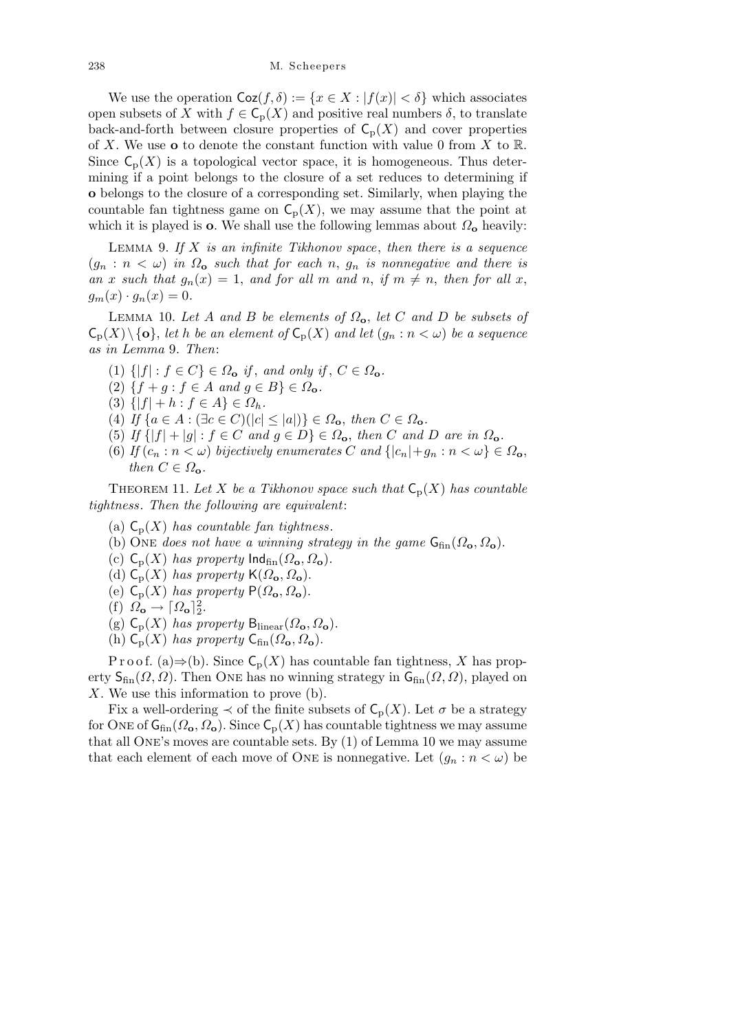We use the operation $\mathsf{Coz}(f,\delta) := \{x \in X : |f(x)| < \delta\}$ which associates open subsets of $X$ with $f \in \mathsf{C}_{\mathrm{p}}(X)$ and positive real numbers $\delta$, to translate back-and-forth between closure properties of $\mathsf{C}_{\mathrm{p}}(X)$ and cover properties of $X$. We use $\mathbf{o}$ to denote the constant function with value 0 from $X$ to $\mathbb{R}$. Since $\mathsf{C}_{\mathrm{p}}(X)$ is a topological vector space, it is homogeneous. Thus determining if a point belongs to the closure of a set reduces to determining if $\mathbf{o}$ belongs to the closure of a corresponding set. Similarly, when playing the countable fan tightness game on $\mathsf{C}_{\mathrm{p}}(X)$, we may assume that the point at which it is played is $\mathbf{o}$. We shall use the following lemmas about $\Omega_{\mathbf{o}}$ heavily:

Lemma 9. *If $X$ is an infinite Tikhonov space, then there is a sequence $(g_n : n < \omega)$ in $\Omega_{\mathbf{o}}$ such that for each $n$, $g_n$ is nonnegative and there is an $x$ such that $g_n(x) = 1$, and for all $m$ and $n$, if $m \neq n$, then for all $x$, $g_m(x) \cdot g_n(x) = 0$.*

Lemma 10. *Let $A$ and $B$ be elements of $\Omega_{\mathbf{o}}$, let $C$ and $D$ be subsets of $\mathsf{C}_{\mathrm{p}}(X) \setminus \{\mathbf{o}\}$, let $h$ be an element of $\mathsf{C}_{\mathrm{p}}(X)$ and let $(g_n : n < \omega)$ be a sequence as in Lemma 9. Then*:

1. *$\{|f| : f \in C\} \in \Omega_{\mathbf{o}}$ if, and only if, $C \in \Omega_{\mathbf{o}}$.*
2. *$\{f + g : f \in A \text{ and } g \in B\} \in \Omega_{\mathbf{o}}$.*
3. *$\{|f| + h : f \in A\} \in \Omega_h$.*
4. *If $\{a \in A : (\exists c \in C)(|c| \leq |a|)\} \in \Omega_{\mathbf{o}}$, then $C \in \Omega_{\mathbf{o}}$.*
5. *If $\{|f| + |g| : f \in C \text{ and } g \in D\} \in \Omega_{\mathbf{o}}$, then $C$ and $D$ are in $\Omega_{\mathbf{o}}$.*
6. *If $(c_n : n < \omega)$ bijectively enumerates $C$ and $\{|c_n| + g_n : n < \omega\} \in \Omega_{\mathbf{o}}$, then $C \in \Omega_{\mathbf{o}}$.*

Theorem 11. *Let $X$ be a Tikhonov space such that $\mathsf{C}_{\mathrm{p}}(X)$ has countable tightness. Then the following are equivalent*:

(a) *$\mathsf{C}_{\mathrm{p}}(X)$ has countable fan tightness.*

(b) *One does not have a winning strategy in the game $\mathsf{G}_{\mathrm{fin}}(\Omega_{\mathbf{o}}, \Omega_{\mathbf{o}})$.*

(c) *$\mathsf{C}_{\mathrm{p}}(X)$ has property $\mathsf{Ind}_{\mathrm{fin}}(\Omega_{\mathbf{o}}, \Omega_{\mathbf{o}})$.*

(d) *$\mathsf{C}_{\mathrm{p}}(X)$ has property $\mathsf{K}(\Omega_{\mathbf{o}}, \Omega_{\mathbf{o}})$.*

(e) *$\mathsf{C}_{\mathrm{p}}(X)$ has property $\mathsf{P}(\Omega_{\mathbf{o}}, \Omega_{\mathbf{o}})$.*

(f) *$\Omega_{\mathbf{o}} \to \lceil \Omega_{\mathbf{o}} \rceil^2_2$.*

(g) *$\mathsf{C}_{\mathrm{p}}(X)$ has property $\mathsf{B}_{\mathrm{linear}}(\Omega_{\mathbf{o}}, \Omega_{\mathbf{o}})$.*

(h) *$\mathsf{C}_{\mathrm{p}}(X)$ has property $\mathsf{C}_{\mathrm{fin}}(\Omega_{\mathbf{o}}, \Omega_{\mathbf{o}})$.*

Proof. (a)$\Rightarrow$(b). Since $\mathsf{C}_{\mathrm{p}}(X)$ has countable fan tightness, $X$ has property $\mathsf{S}_{\mathrm{fin}}(\Omega, \Omega)$. Then One has no winning strategy in $\mathsf{G}_{\mathrm{fin}}(\Omega, \Omega)$, played on $X$. We use this information to prove (b).

Fix a well-ordering $\prec$ of the finite subsets of $\mathsf{C}_{\mathrm{p}}(X)$. Let $\sigma$ be a strategy for One of $\mathsf{G}_{\mathrm{fin}}(\Omega_{\mathbf{o}}, \Omega_{\mathbf{o}})$. Since $\mathsf{C}_{\mathrm{p}}(X)$ has countable tightness we may assume that all One's moves are countable sets. By (1) of Lemma 10 we may assume that each element of each move of One is nonnegative. Let $(g_n : n < \omega)$ be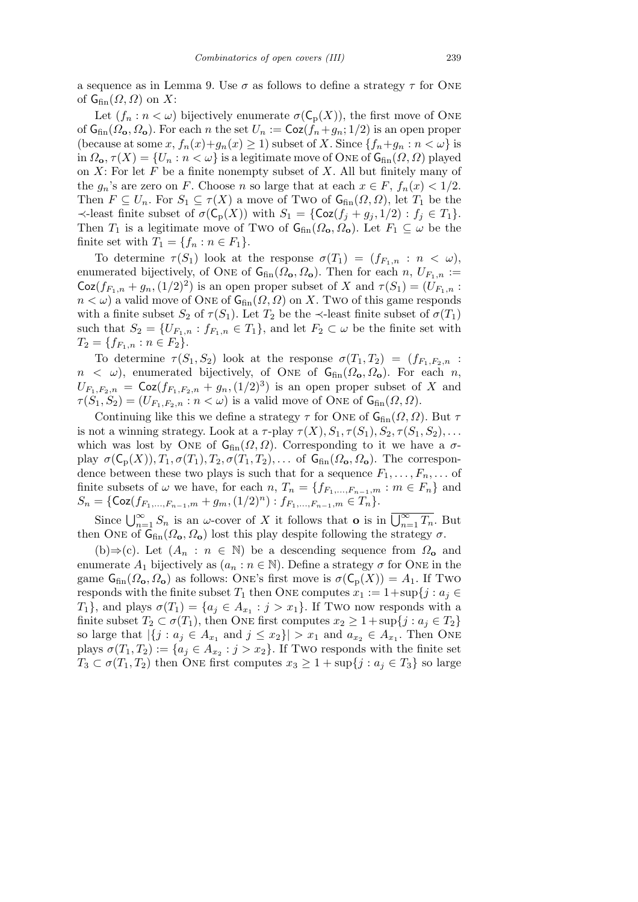a sequence as in Lemma 9. Use $\sigma$ as follows to define a strategy $\tau$ for ONE of $\mathsf{G}_{\rm fin}(\Omega,\Omega)$ on $X$:

Let $(f_n : n<\omega)$ bijectively enumerate $\sigma(\mathsf{C}_{\rm p}(X))$, the first move of ONE of $\mathsf{G}_{\rm fin}(\Omega_{\mathbf{o}},\Omega_{\mathbf{o}})$. For each $n$ the set $U_n := \mathsf{Coz}(f_n+g_n;1/2)$ is an open proper (because at some $x$, $f_n(x)+g_n(x)\ge 1$) subset of $X$. Since $\{f_n+g_n : n<\omega\}$ is in $\Omega_{\mathbf{o}}$, $\tau(X)=\{U_n : n<\omega\}$ is a legitimate move of ONE of $\mathsf{G}_{\rm fin}(\Omega,\Omega)$ played on $X$: For let $F$ be a finite nonempty subset of $X$. All but finitely many of the $g_n$'s are zero on $F$. Choose $n$ so large that at each $x\in F$, $f_n(x)<1/2$. Then $F\subseteq U_n$. For $S_1\subseteq\tau(X)$ a move of TWO of $\mathsf{G}_{\rm fin}(\Omega,\Omega)$, let $T_1$ be the $\prec$-least finite subset of $\sigma(\mathsf{C}_{\rm p}(X))$ with $S_1=\{\mathsf{Coz}(f_j+g_j,1/2) : f_j\in T_1\}$. Then $T_1$ is a legitimate move of TWO of $\mathsf{G}_{\rm fin}(\Omega_{\mathbf{o}},\Omega_{\mathbf{o}})$. Let $F_1\subseteq\omega$ be the finite set with $T_1=\{f_n : n\in F_1\}$.

To determine $\tau(S_1)$ look at the response $\sigma(T_1)=(f_{F_1,n} : n<\omega)$, enumerated bijectively, of ONE of $\mathsf{G}_{\rm fin}(\Omega_{\mathbf{o}},\Omega_{\mathbf{o}})$. Then for each $n$, $U_{F_1,n}:=\mathsf{Coz}(f_{F_1,n}+g_n,(1/2)^2)$ is an open proper subset of $X$ and $\tau(S_1)=(U_{F_1,n} : n<\omega)$ a valid move of ONE of $\mathsf{G}_{\rm fin}(\Omega,\Omega)$ on $X$. TWO of this game responds with a finite subset $S_2$ of $\tau(S_1)$. Let $T_2$ be the $\prec$-least finite subset of $\sigma(T_1)$ such that $S_2=\{U_{F_1,n} : f_{F_1,n}\in T_1\}$, and let $F_2\subset\omega$ be the finite set with $T_2=\{f_{F_1,n} : n\in F_2\}$.

To determine $\tau(S_1,S_2)$ look at the response $\sigma(T_1,T_2)=(f_{F_1,F_2,n} : n<\omega)$, enumerated bijectively, of ONE of $\mathsf{G}_{\rm fin}(\Omega_{\mathbf{o}},\Omega_{\mathbf{o}})$. For each $n$, $U_{F_1,F_2,n}=\mathsf{Coz}(f_{F_1,F_2,n}+g_n,(1/2)^3)$ is an open proper subset of $X$ and $\tau(S_1,S_2)=(U_{F_1,F_2,n} : n<\omega)$ is a valid move of ONE of $\mathsf{G}_{\rm fin}(\Omega,\Omega)$.

Continuing like this we define a strategy $\tau$ for ONE of $\mathsf{G}_{\rm fin}(\Omega,\Omega)$. But $\tau$ is not a winning strategy. Look at a $\tau$-play $\tau(X),S_1,\tau(S_1),S_2,\tau(S_1,S_2),\ldots$ which was lost by ONE of $\mathsf{G}_{\rm fin}(\Omega,\Omega)$. Corresponding to it we have a $\sigma$-play $\sigma(\mathsf{C}_{\rm p}(X)),T_1,\sigma(T_1),T_2,\sigma(T_1,T_2),\ldots$ of $\mathsf{G}_{\rm fin}(\Omega_{\mathbf{o}},\Omega_{\mathbf{o}})$. The correspondence between these two plays is such that for a sequence $F_1,\ldots,F_n,\ldots$ of finite subsets of $\omega$ we have, for each $n$, $T_n=\{f_{F_1,\ldots,F_{n-1},m} : m\in F_n\}$ and $S_n=\{\mathsf{Coz}(f_{F_1,\ldots,F_{n-1},m}+g_m,(1/2)^n) : f_{F_1,\ldots,F_{n-1},m}\in T_n\}$.

Since $\bigcup_{n=1}^{\infty}S_n$ is an $\omega$-cover of $X$ it follows that $\mathbf{o}$ is in $\overline{\bigcup_{n=1}^{\infty}T_n}$. But then ONE of $\mathsf{G}_{\rm fin}(\Omega_{\mathbf{o}},\Omega_{\mathbf{o}})$ lost this play despite following the strategy $\sigma$.

(b)$\Rightarrow$(c). Let $(A_n : n\in\mathbb{N})$ be a descending sequence from $\Omega_{\mathbf{o}}$ and enumerate $A_1$ bijectively as $(a_n : n\in\mathbb{N})$. Define a strategy $\sigma$ for ONE in the game $\mathsf{G}_{\rm fin}(\Omega_{\mathbf{o}},\Omega_{\mathbf{o}})$ as follows: ONE's first move is $\sigma(\mathsf{C}_{\rm p}(X))=A_1$. If TWO responds with the finite subset $T_1$ then ONE computes $x_1:=1+\sup\{j : a_j\in T_1\}$, and plays $\sigma(T_1)=\{a_j\in A_{x_1} : j>x_1\}$. If TWO now responds with a finite subset $T_2\subset\sigma(T_1)$, then ONE first computes $x_2\ge 1+\sup\{j : a_j\in T_2\}$ so large that $|\{j : a_j\in A_{x_1}\text{ and }j\le x_2\}|>x_1$ and $a_{x_2}\in A_{x_1}$. Then ONE plays $\sigma(T_1,T_2):=\{a_j\in A_{x_2} : j>x_2\}$. If TWO responds with the finite set $T_3\subset\sigma(T_1,T_2)$ then ONE first computes $x_3\ge 1+\sup\{j : a_j\in T_3\}$ so large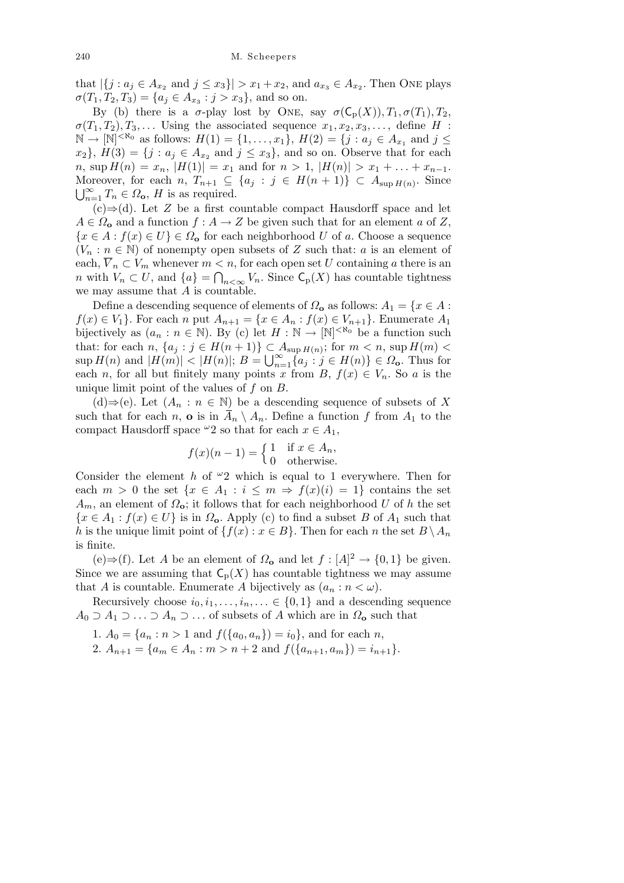that $|\{j : a_j \in A_{x_2} \text{ and } j \leq x_3\}| > x_1 + x_2$, and $a_{x_3} \in A_{x_2}$. Then ONE plays $\sigma(T_1, T_2, T_3) = \{a_j \in A_{x_3} : j > x_3\}$, and so on.

By (b) there is a $\sigma$-play lost by ONE, say $\sigma(\mathsf{C}_{\rm p}(X)), T_1, \sigma(T_1), T_2, \sigma(T_1, T_2), T_3, \ldots$ Using the associated sequence $x_1, x_2, x_3, \ldots$, define $H : \mathbb{N} \to [\mathbb{N}]^{<\aleph_0}$ as follows: $H(1) = \{1, \ldots, x_1\}$, $H(2) = \{j : a_j \in A_{x_1} \text{ and } j \leq x_2\}$, $H(3) = \{j : a_j \in A_{x_2} \text{ and } j \leq x_3\}$, and so on. Observe that for each $n$, $\sup H(n) = x_n$, $|H(1)| = x_1$ and for $n > 1$, $|H(n)| > x_1 + \ldots + x_{n-1}$. Moreover, for each $n$, $T_{n+1} \subseteq \{a_j : j \in H(n+1)\} \subset A_{\sup H(n)}$. Since $\bigcup_{n=1}^{\infty} T_n \in \Omega_{\mathbf{o}}$, $H$ is as required.

(c)⇒(d). Let $Z$ be a first countable compact Hausdorff space and let $A \in \Omega_{\mathbf{o}}$ and a function $f : A \to Z$ be given such that for an element $a$ of $Z$, $\{x \in A : f(x) \in U\} \in \Omega_{\mathbf{o}}$ for each neighborhood $U$ of $a$. Choose a sequence $(V_n : n \in \mathbb{N})$ of nonempty open subsets of $Z$ such that: $a$ is an element of each, $\overline{V}_n \subset V_m$ whenever $m < n$, for each open set $U$ containing $a$ there is an $n$ with $V_n \subset U$, and $\{a\} = \bigcap_{n<\infty} V_n$. Since $\mathsf{C}_{\rm p}(X)$ has countable tightness we may assume that $A$ is countable.

Define a descending sequence of elements of $\Omega_{\mathbf{o}}$ as follows: $A_1 = \{x \in A : f(x) \in V_1\}$. For each $n$ put $A_{n+1} = \{x \in A_n : f(x) \in V_{n+1}\}$. Enumerate $A_1$ bijectively as $(a_n : n \in \mathbb{N})$. By (c) let $H : \mathbb{N} \to [\mathbb{N}]^{<\aleph_0}$ be a function such that: for each $n$, $\{a_j : j \in H(n+1)\} \subset A_{\sup H(n)}$; for $m < n$, $\sup H(m) < \sup H(n)$ and $|H(m)| < |H(n)|$; $B = \bigcup_{n=1}^{\infty} \{a_j : j \in H(n)\} \in \Omega_{\mathbf{o}}$. Thus for each $n$, for all but finitely many points $x$ from $B$, $f(x) \in V_n$. So $a$ is the unique limit point of the values of $f$ on $B$.

(d)⇒(e). Let $(A_n : n \in \mathbb{N})$ be a descending sequence of subsets of $X$ such that for each $n$, $\mathbf{o}$ is in $\overline{A}_n \setminus A_n$. Define a function $f$ from $A_1$ to the compact Hausdorff space ${}^{\omega}2$ so that for each $x \in A_1$,

$$f(x)(n-1) = \begin{cases} 1 & \text{if } x \in A_n, \\ 0 & \text{otherwise.} \end{cases}$$

Consider the element $h$ of ${}^{\omega}2$ which is equal to 1 everywhere. Then for each $m > 0$ the set $\{x \in A_1 : i \leq m \Rightarrow f(x)(i) = 1\}$ contains the set $A_m$, an element of $\Omega_{\mathbf{o}}$; it follows that for each neighborhood $U$ of $h$ the set $\{x \in A_1 : f(x) \in U\}$ is in $\Omega_{\mathbf{o}}$. Apply (c) to find a subset $B$ of $A_1$ such that $h$ is the unique limit point of $\{f(x) : x \in B\}$. Then for each $n$ the set $B \setminus A_n$ is finite.

(e)⇒(f). Let $A$ be an element of $\Omega_{\mathbf{o}}$ and let $f : [A]^2 \to \{0, 1\}$ be given. Since we are assuming that $\mathsf{C}_{\rm p}(X)$ has countable tightness we may assume that $A$ is countable. Enumerate $A$ bijectively as $(a_n : n < \omega)$.

Recursively choose $i_0, i_1, \ldots, i_n, \ldots \in \{0, 1\}$ and a descending sequence $A_0 \supset A_1 \supset \ldots \supset A_n \supset \ldots$ of subsets of $A$ which are in $\Omega_{\mathbf{o}}$ such that

1. $A_0 = \{a_n : n > 1 \text{ and } f(\{a_0, a_n\}) = i_0\}$, and for each $n$,
2. $A_{n+1} = \{a_m \in A_n : m > n + 2 \text{ and } f(\{a_{n+1}, a_m\}) = i_{n+1}\}$.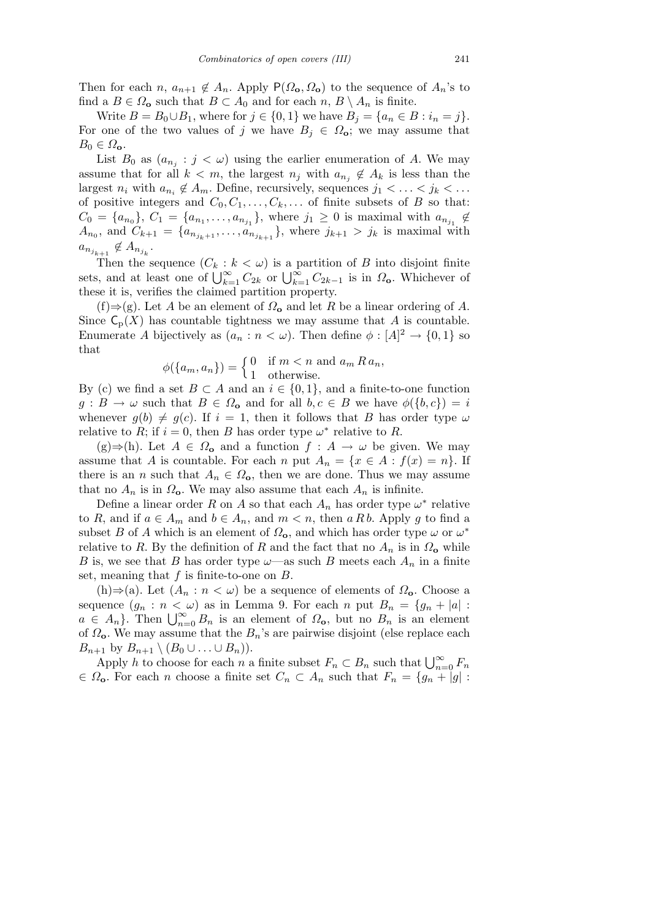Then for each $n$, $a_{n+1} \notin A_n$. Apply $\mathsf{P}(\Omega_{\mathbf{o}}, \Omega_{\mathbf{o}})$ to the sequence of $A_n$'s to find a $B \in \Omega_{\mathbf{o}}$ such that $B \subset A_0$ and for each $n$, $B \setminus A_n$ is finite.

Write $B = B_0 \cup B_1$, where for $j \in \{0, 1\}$ we have $B_j = \{a_n \in B : i_n = j\}$. For one of the two values of $j$ we have $B_j \in \Omega_{\mathbf{o}}$; we may assume that $B_0 \in \Omega_{\mathbf{o}}$.

List $B_0$ as $(a_{n_j} : j < \omega)$ using the earlier enumeration of $A$. We may assume that for all $k < m$, the largest $n_j$ with $a_{n_j} \notin A_k$ is less than the largest $n_i$ with $a_{n_i} \notin A_m$. Define, recursively, sequences $j_1 < \ldots < j_k < \ldots$ of positive integers and $C_0, C_1, \ldots, C_k, \ldots$ of finite subsets of $B$ so that: $C_0 = \{a_{n_0}\}$, $C_1 = \{a_{n_1}, \ldots, a_{n_{j_1}}\}$, where $j_1 \geq 0$ is maximal with $a_{n_{j_1}} \notin A_{n_0}$, and $C_{k+1} = \{a_{n_{j_k+1}}, \ldots, a_{n_{j_{k+1}}}\}$, where $j_{k+1} > j_k$ is maximal with $a_{n_{j_{k+1}}} \notin A_{n_{j_k}}$.

Then the sequence $(C_k : k < \omega)$ is a partition of $B$ into disjoint finite sets, and at least one of $\bigcup_{k=1}^{\infty} C_{2k}$ or $\bigcup_{k=1}^{\infty} C_{2k-1}$ is in $\Omega_{\mathbf{o}}$. Whichever of these it is, verifies the claimed partition property.

(f)$\Rightarrow$(g). Let $A$ be an element of $\Omega_{\mathbf{o}}$ and let $R$ be a linear ordering of $A$. Since $\mathsf{C}_{\mathrm{p}}(X)$ has countable tightness we may assume that $A$ is countable. Enumerate $A$ bijectively as $(a_n : n < \omega)$. Then define $\phi : [A]^2 \to \{0, 1\}$ so that

$$\phi(\{a_m, a_n\}) = \begin{cases} 0 & \text{if } m < n \text{ and } a_m \, R \, a_n, \\ 1 & \text{otherwise.} \end{cases}$$

By (c) we find a set $B \subset A$ and an $i \in \{0, 1\}$, and a finite-to-one function $g : B \to \omega$ such that $B \in \Omega_{\mathbf{o}}$ and for all $b, c \in B$ we have $\phi(\{b, c\}) = i$ whenever $g(b) \neq g(c)$. If $i = 1$, then it follows that $B$ has order type $\omega$ relative to $R$; if $i = 0$, then $B$ has order type $\omega^*$ relative to $R$.

(g)$\Rightarrow$(h). Let $A \in \Omega_{\mathbf{o}}$ and a function $f : A \to \omega$ be given. We may assume that $A$ is countable. For each $n$ put $A_n = \{x \in A : f(x) = n\}$. If there is an $n$ such that $A_n \in \Omega_{\mathbf{o}}$, then we are done. Thus we may assume that no $A_n$ is in $\Omega_{\mathbf{o}}$. We may also assume that each $A_n$ is infinite.

Define a linear order $R$ on $A$ so that each $A_n$ has order type $\omega^*$ relative to $R$, and if $a \in A_m$ and $b \in A_n$, and $m < n$, then $a \, R \, b$. Apply $g$ to find a subset $B$ of $A$ which is an element of $\Omega_{\mathbf{o}}$, and which has order type $\omega$ or $\omega^*$ relative to $R$. By the definition of $R$ and the fact that no $A_n$ is in $\Omega_{\mathbf{o}}$ while $B$ is, we see that $B$ has order type $\omega$—as such $B$ meets each $A_n$ in a finite set, meaning that $f$ is finite-to-one on $B$.

(h)$\Rightarrow$(a). Let $(A_n : n < \omega)$ be a sequence of elements of $\Omega_{\mathbf{o}}$. Choose a sequence $(g_n : n < \omega)$ as in Lemma 9. For each $n$ put $B_n = \{g_n + |a| : a \in A_n\}$. Then $\bigcup_{n=0}^{\infty} B_n$ is an element of $\Omega_{\mathbf{o}}$, but no $B_n$ is an element of $\Omega_{\mathbf{o}}$. We may assume that the $B_n$'s are pairwise disjoint (else replace each $B_{n+1}$ by $B_{n+1} \setminus (B_0 \cup \ldots \cup B_n)$).

Apply $h$ to choose for each $n$ a finite subset $F_n \subset B_n$ such that $\bigcup_{n=0}^{\infty} F_n \in \Omega_{\mathbf{o}}$. For each $n$ choose a finite set $C_n \subset A_n$ such that $F_n = \{g_n + |g| :$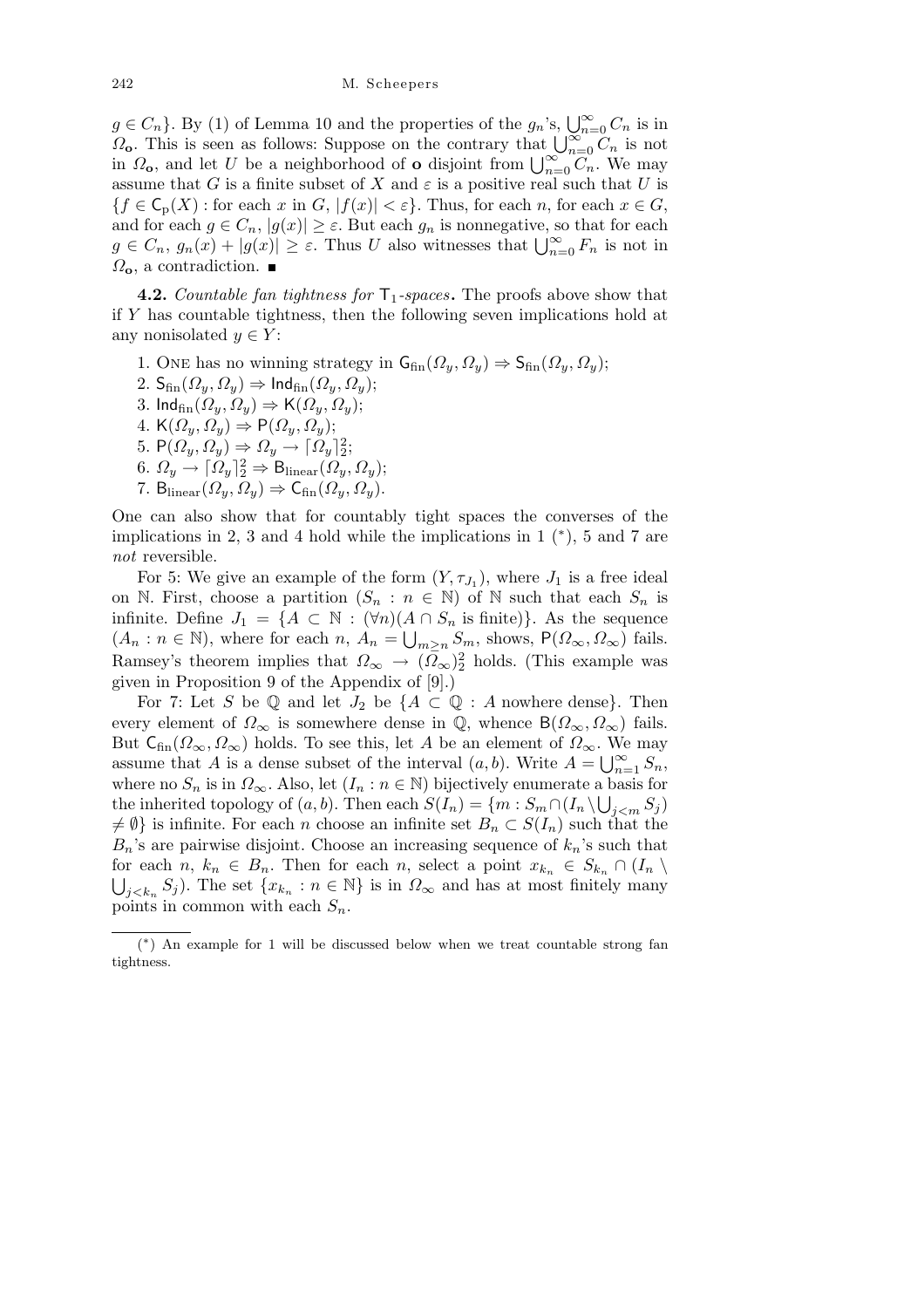$g \in C_n\}$. By (1) of Lemma 10 and the properties of the $g_n$'s, $\bigcup_{n=0}^\infty C_n$ is in $\Omega_{\mathbf{o}}$. This is seen as follows: Suppose on the contrary that $\bigcup_{n=0}^\infty C_n$ is not in $\Omega_{\mathbf{o}}$, and let $U$ be a neighborhood of $\mathbf{o}$ disjoint from $\bigcup_{n=0}^\infty C_n$. We may assume that $G$ is a finite subset of $X$ and $\varepsilon$ is a positive real such that $U$ is $\{f \in \mathsf{C}_{\mathrm{p}}(X) : \text{for each } x \text{ in } G,\ |f(x)| < \varepsilon\}$. Thus, for each $n$, for each $x \in G$, and for each $g \in C_n$, $|g(x)| \geq \varepsilon$. But each $g_n$ is nonnegative, so that for each $g \in C_n$, $g_n(x) + |g(x)| \geq \varepsilon$. Thus $U$ also witnesses that $\bigcup_{n=0}^\infty F_n$ is not in $\Omega_{\mathbf{o}}$, a contradiction. ∎

**4.2.** *Countable fan tightness for* $\mathsf{T}_1$*-spaces***.** The proofs above show that if $Y$ has countable tightness, then the following seven implications hold at any nonisolated $y \in Y$:

1. ONE has no winning strategy in $\mathsf{G}_{\mathrm{fin}}(\Omega_y, \Omega_y) \Rightarrow \mathsf{S}_{\mathrm{fin}}(\Omega_y, \Omega_y)$;
2. $\mathsf{S}_{\mathrm{fin}}(\Omega_y, \Omega_y) \Rightarrow \mathsf{Ind}_{\mathrm{fin}}(\Omega_y, \Omega_y)$;
3. $\mathsf{Ind}_{\mathrm{fin}}(\Omega_y, \Omega_y) \Rightarrow \mathsf{K}(\Omega_y, \Omega_y)$;
4. $\mathsf{K}(\Omega_y, \Omega_y) \Rightarrow \mathsf{P}(\Omega_y, \Omega_y)$;
5. $\mathsf{P}(\Omega_y, \Omega_y) \Rightarrow \Omega_y \to \lceil \Omega_y \rceil_2^2$;
6. $\Omega_y \to \lceil \Omega_y \rceil_2^2 \Rightarrow \mathsf{B}_{\mathrm{linear}}(\Omega_y, \Omega_y)$;
7. $\mathsf{B}_{\mathrm{linear}}(\Omega_y, \Omega_y) \Rightarrow \mathsf{C}_{\mathrm{fin}}(\Omega_y, \Omega_y)$.

One can also show that for countably tight spaces the converses of the implications in 2, 3 and 4 hold while the implications in 1 (*), 5 and 7 are *not* reversible.

For 5: We give an example of the form $(Y, \tau_{J_1})$, where $J_1$ is a free ideal on $\mathbb{N}$. First, choose a partition $(S_n : n \in \mathbb{N})$ of $\mathbb{N}$ such that each $S_n$ is infinite. Define $J_1 = \{A \subset \mathbb{N} : (\forall n)(A \cap S_n \text{ is finite})\}$. As the sequence $(A_n : n \in \mathbb{N})$, where for each $n$, $A_n = \bigcup_{m \geq n} S_m$, shows, $\mathsf{P}(\Omega_\infty, \Omega_\infty)$ fails. Ramsey's theorem implies that $\Omega_\infty \to (\Omega_\infty)_2^2$ holds. (This example was given in Proposition 9 of the Appendix of [9].)

For 7: Let $S$ be $\mathbb{Q}$ and let $J_2$ be $\{A \subset \mathbb{Q} : A \text{ nowhere dense}\}$. Then every element of $\Omega_\infty$ is somewhere dense in $\mathbb{Q}$, whence $\mathsf{B}(\Omega_\infty, \Omega_\infty)$ fails. But $\mathsf{C}_{\mathrm{fin}}(\Omega_\infty, \Omega_\infty)$ holds. To see this, let $A$ be an element of $\Omega_\infty$. We may assume that $A$ is a dense subset of the interval $(a, b)$. Write $A = \bigcup_{n=1}^\infty S_n$, where no $S_n$ is in $\Omega_\infty$. Also, let $(I_n : n \in \mathbb{N})$ bijectively enumerate a basis for the inherited topology of $(a, b)$. Then each $S(I_n) = \{m : S_m \cap (I_n \setminus \bigcup_{j<m} S_j) \neq \emptyset\}$ is infinite. For each $n$ choose an infinite set $B_n \subset S(I_n)$ such that the $B_n$'s are pairwise disjoint. Choose an increasing sequence of $k_n$'s such that for each $n$, $k_n \in B_n$. Then for each $n$, select a point $x_{k_n} \in S_{k_n} \cap (I_n \setminus \bigcup_{j<k_n} S_j)$. The set $\{x_{k_n} : n \in \mathbb{N}\}$ is in $\Omega_\infty$ and has at most finitely many points in common with each $S_n$.

---

(*) An example for 1 will be discussed below when we treat countable strong fan tightness.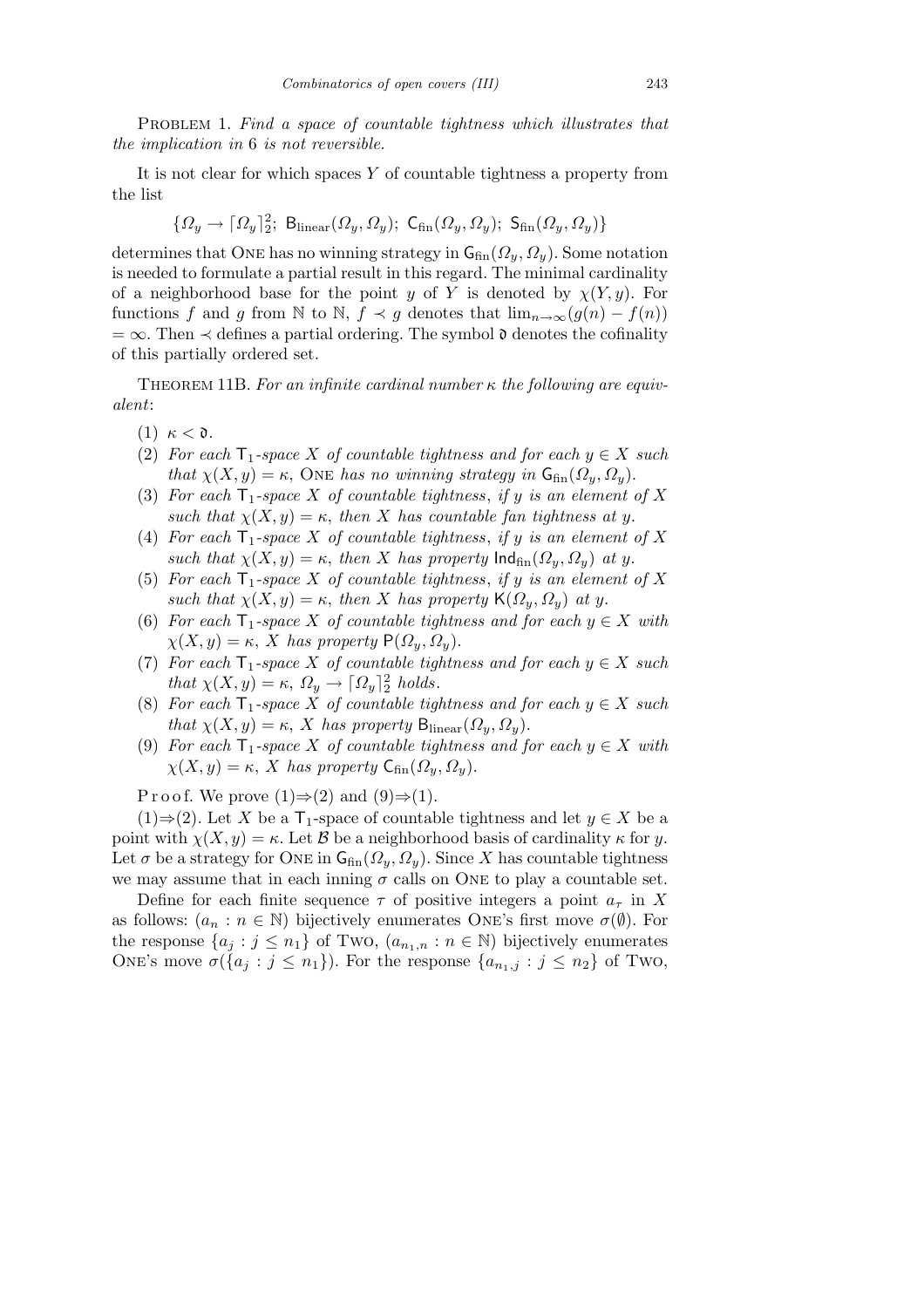Problem 1. *Find a space of countable tightness which illustrates that the implication in* 6 *is not reversible.*

It is not clear for which spaces $Y$ of countable tightness a property from the list

$$\{\Omega_y \to \lceil\Omega_y\rceil_2^2;\ \mathsf{B}_{\text{linear}}(\Omega_y,\Omega_y);\ \mathsf{C}_{\text{fin}}(\Omega_y,\Omega_y);\ \mathsf{S}_{\text{fin}}(\Omega_y,\Omega_y)\}$$

determines that One has no winning strategy in $\mathsf{G}_{\text{fin}}(\Omega_y,\Omega_y)$. Some notation is needed to formulate a partial result in this regard. The minimal cardinality of a neighborhood base for the point $y$ of $Y$ is denoted by $\chi(Y,y)$. For functions $f$ and $g$ from $\mathbb{N}$ to $\mathbb{N}$, $f \prec g$ denotes that $\lim_{n\to\infty}(g(n)-f(n)) = \infty$. Then $\prec$ defines a partial ordering. The symbol $\mathfrak{d}$ denotes the cofinality of this partially ordered set.

Theorem 11B. *For an infinite cardinal number* $\kappa$ *the following are equivalent*:

1. $\kappa < \mathfrak{d}$.
2. *For each* $\mathsf{T}_1$*-space* $X$ *of countable tightness and for each* $y \in X$ *such that* $\chi(X,y) = \kappa$, One *has no winning strategy in* $\mathsf{G}_{\text{fin}}(\Omega_y,\Omega_y)$.
3. *For each* $\mathsf{T}_1$*-space* $X$ *of countable tightness, if* $y$ *is an element of* $X$ *such that* $\chi(X,y) = \kappa$, *then* $X$ *has countable fan tightness at* $y$.
4. *For each* $\mathsf{T}_1$*-space* $X$ *of countable tightness, if* $y$ *is an element of* $X$ *such that* $\chi(X,y) = \kappa$, *then* $X$ *has property* $\mathsf{Ind}_{\text{fin}}(\Omega_y,\Omega_y)$ *at* $y$.
5. *For each* $\mathsf{T}_1$*-space* $X$ *of countable tightness, if* $y$ *is an element of* $X$ *such that* $\chi(X,y) = \kappa$, *then* $X$ *has property* $\mathsf{K}(\Omega_y,\Omega_y)$ *at* $y$.
6. *For each* $\mathsf{T}_1$*-space* $X$ *of countable tightness and for each* $y \in X$ *with* $\chi(X,y) = \kappa$, $X$ *has property* $\mathsf{P}(\Omega_y,\Omega_y)$.
7. *For each* $\mathsf{T}_1$*-space* $X$ *of countable tightness and for each* $y \in X$ *such that* $\chi(X,y) = \kappa$, $\Omega_y \to \lceil\Omega_y\rceil_2^2$ *holds*.
8. *For each* $\mathsf{T}_1$*-space* $X$ *of countable tightness and for each* $y \in X$ *such that* $\chi(X,y) = \kappa$, $X$ *has property* $\mathsf{B}_{\text{linear}}(\Omega_y,\Omega_y)$.
9. *For each* $\mathsf{T}_1$*-space* $X$ *of countable tightness and for each* $y \in X$ *with* $\chi(X,y) = \kappa$, $X$ *has property* $\mathsf{C}_{\text{fin}}(\Omega_y,\Omega_y)$.

Proof. We prove (1)$\Rightarrow$(2) and (9)$\Rightarrow$(1).

(1)$\Rightarrow$(2). Let $X$ be a $\mathsf{T}_1$-space of countable tightness and let $y \in X$ be a point with $\chi(X,y) = \kappa$. Let $\mathcal{B}$ be a neighborhood basis of cardinality $\kappa$ for $y$. Let $\sigma$ be a strategy for One in $\mathsf{G}_{\text{fin}}(\Omega_y,\Omega_y)$. Since $X$ has countable tightness we may assume that in each inning $\sigma$ calls on One to play a countable set.

Define for each finite sequence $\tau$ of positive integers a point $a_\tau$ in $X$ as follows: $(a_n : n \in \mathbb{N})$ bijectively enumerates One's first move $\sigma(\emptyset)$. For the response $\{a_j : j \le n_1\}$ of Two, $(a_{n_1,n} : n \in \mathbb{N})$ bijectively enumerates One's move $\sigma(\{a_j : j \le n_1\})$. For the response $\{a_{n_1,j} : j \le n_2\}$ of Two,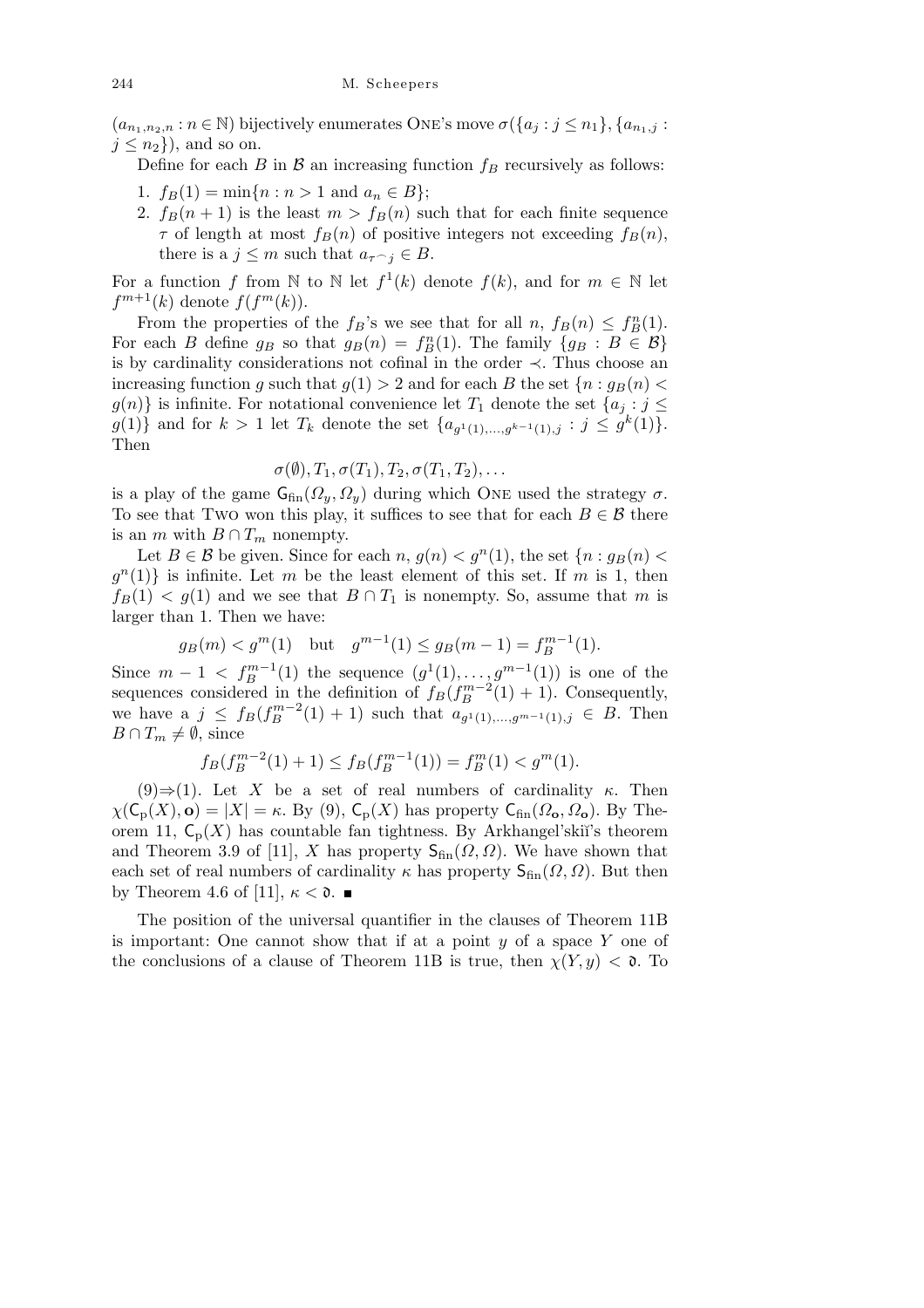$(a_{n_1,n_2,n} : n \in \mathbb{N})$ bijectively enumerates ONE's move $\sigma(\{a_j : j \le n_1\}, \{a_{n_1,j} : j \le n_2\})$, and so on.

Define for each $B$ in $\mathcal{B}$ an increasing function $f_B$ recursively as follows:

1. $f_B(1) = \min\{n : n > 1 \text{ and } a_n \in B\}$;
2. $f_B(n+1)$ is the least $m > f_B(n)$ such that for each finite sequence $\tau$ of length at most $f_B(n)$ of positive integers not exceeding $f_B(n)$, there is a $j \le m$ such that $a_{\tau^\frown j} \in B$.

For a function $f$ from $\mathbb{N}$ to $\mathbb{N}$ let $f^1(k)$ denote $f(k)$, and for $m \in \mathbb{N}$ let $f^{m+1}(k)$ denote $f(f^m(k))$.

From the properties of the $f_B$'s we see that for all $n$, $f_B(n) \le f_B^n(1)$. For each $B$ define $g_B$ so that $g_B(n) = f_B^n(1)$. The family $\{g_B : B \in \mathcal{B}\}$ is by cardinality considerations not cofinal in the order $\prec$. Thus choose an increasing function $g$ such that $g(1) > 2$ and for each $B$ the set $\{n : g_B(n) < g(n)\}$ is infinite. For notational convenience let $T_1$ denote the set $\{a_j : j \le g(1)\}$ and for $k > 1$ let $T_k$ denote the set $\{a_{g^1(1),\dots,g^{k-1}(1),j} : j \le g^k(1)\}$. Then

$$\sigma(\emptyset), T_1, \sigma(T_1), T_2, \sigma(T_1, T_2), \dots$$

is a play of the game $\mathsf{G}_{\text{fin}}(\Omega_y, \Omega_y)$ during which ONE used the strategy $\sigma$. To see that TWO won this play, it suffices to see that for each $B \in \mathcal{B}$ there is an $m$ with $B \cap T_m$ nonempty.

Let $B \in \mathcal{B}$ be given. Since for each $n$, $g(n) < g^n(1)$, the set $\{n : g_B(n) < g^n(1)\}$ is infinite. Let $m$ be the least element of this set. If $m$ is 1, then $f_B(1) < g(1)$ and we see that $B \cap T_1$ is nonempty. So, assume that $m$ is larger than 1. Then we have:

$$g_B(m) < g^m(1) \quad \text{but} \quad g^{m-1}(1) \le g_B(m-1) = f_B^{m-1}(1).$$

Since $m - 1 < f_B^{m-1}(1)$ the sequence $(g^1(1), \dots, g^{m-1}(1))$ is one of the sequences considered in the definition of $f_B(f_B^{m-2}(1) + 1)$. Consequently, we have a $j \le f_B(f_B^{m-2}(1) + 1)$ such that $a_{g^1(1),\dots,g^{m-1}(1),j} \in B$. Then $B \cap T_m \neq \emptyset$, since

$$f_B(f_B^{m-2}(1) + 1) \le f_B(f_B^{m-1}(1)) = f_B^m(1) < g^m(1).$$

(9)$\Rightarrow$(1). Let $X$ be a set of real numbers of cardinality $\kappa$. Then $\chi(\mathsf{C}_{\text{p}}(X), \mathbf{o}) = |X| = \kappa$. By (9), $\mathsf{C}_{\text{p}}(X)$ has property $\mathsf{C}_{\text{fin}}(\Omega_{\mathbf{o}}, \Omega_{\mathbf{o}})$. By Theorem 11, $\mathsf{C}_{\text{p}}(X)$ has countable fan tightness. By Arkhangel'skiĭ's theorem and Theorem 3.9 of [11], $X$ has property $\mathsf{S}_{\text{fin}}(\Omega, \Omega)$. We have shown that each set of real numbers of cardinality $\kappa$ has property $\mathsf{S}_{\text{fin}}(\Omega, \Omega)$. But then by Theorem 4.6 of [11], $\kappa < \mathfrak{d}$. ∎

The position of the universal quantifier in the clauses of Theorem 11B is important: One cannot show that if at a point $y$ of a space $Y$ one of the conclusions of a clause of Theorem 11B is true, then $\chi(Y, y) < \mathfrak{d}$. To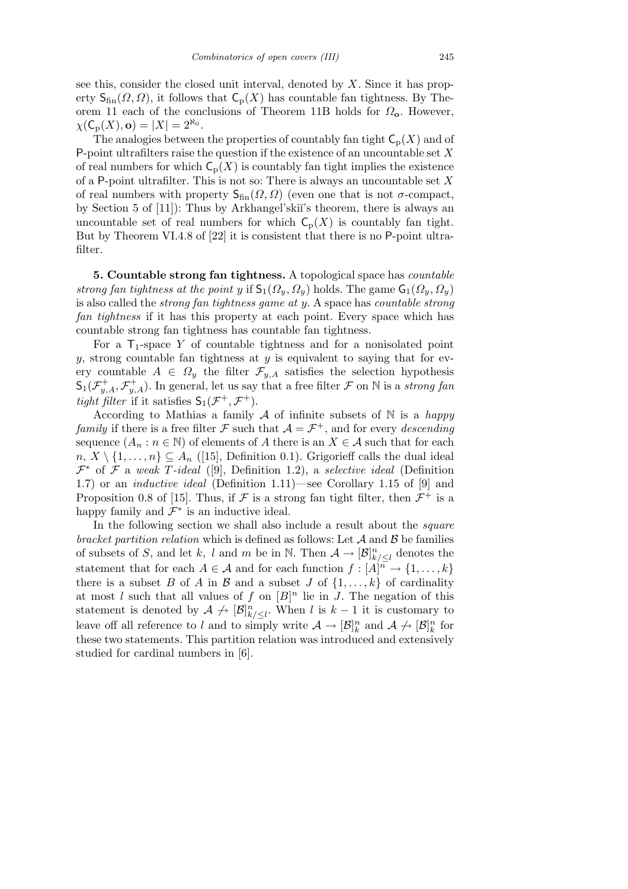see this, consider the closed unit interval, denoted by $X$. Since it has property $\mathsf{S}_{\rm fin}(\Omega,\Omega)$, it follows that $\mathsf{C}_{\rm p}(X)$ has countable fan tightness. By Theorem 11 each of the conclusions of Theorem 11B holds for $\Omega_{\mathbf{o}}$. However, $\chi(\mathsf{C}_{\rm p}(X),\mathbf{o}) = |X| = 2^{\aleph_0}$.

The analogies between the properties of countably fan tight $\mathsf{C}_{\rm p}(X)$ and of $\mathsf{P}$-point ultrafilters raise the question if the existence of an uncountable set $X$ of real numbers for which $\mathsf{C}_{\rm p}(X)$ is countably fan tight implies the existence of a $\mathsf{P}$-point ultrafilter. This is not so: There is always an uncountable set $X$ of real numbers with property $\mathsf{S}_{\rm fin}(\Omega,\Omega)$ (even one that is not $\sigma$-compact, by Section 5 of [11]): Thus by Arkhangel'skiĭ's theorem, there is always an uncountable set of real numbers for which $\mathsf{C}_{\rm p}(X)$ is countably fan tight. But by Theorem VI.4.8 of [22] it is consistent that there is no $\mathsf{P}$-point ultrafilter.

**5. Countable strong fan tightness.** A topological space has *countable strong fan tightness at the point* $y$ if $\mathsf{S}_1(\Omega_y,\Omega_y)$ holds. The game $\mathsf{G}_1(\Omega_y,\Omega_y)$ is also called the *strong fan tightness game at* $y$. A space has *countable strong fan tightness* if it has this property at each point. Every space which has countable strong fan tightness has countable fan tightness.

For a $\mathsf{T}_1$-space $Y$ of countable tightness and for a nonisolated point $y$, strong countable fan tightness at $y$ is equivalent to saying that for every countable $A \in \Omega_y$ the filter $\mathcal{F}_{y,A}$ satisfies the selection hypothesis $\mathsf{S}_1(\mathcal{F}^+_{y,A},\mathcal{F}^+_{y,A})$. In general, let us say that a free filter $\mathcal{F}$ on $\mathbb{N}$ is a *strong fan tight filter* if it satisfies $\mathsf{S}_1(\mathcal{F}^+,\mathcal{F}^+)$.

According to Mathias a family $\mathcal{A}$ of infinite subsets of $\mathbb{N}$ is a *happy family* if there is a free filter $\mathcal{F}$ such that $\mathcal{A} = \mathcal{F}^+$, and for every *descending* sequence $(A_n : n \in \mathbb{N})$ of elements of $A$ there is an $X \in \mathcal{A}$ such that for each $n$, $X \setminus \{1,\dots,n\} \subseteq A_n$ ([15], Definition 0.1). Grigorieff calls the dual ideal $\mathcal{F}^*$ of $\mathcal{F}$ a *weak T-ideal* ([9], Definition 1.2), a *selective ideal* (Definition 1.7) or an *inductive ideal* (Definition 1.11)—see Corollary 1.15 of [9] and Proposition 0.8 of [15]. Thus, if $\mathcal{F}$ is a strong fan tight filter, then $\mathcal{F}^+$ is a happy family and $\mathcal{F}^*$ is an inductive ideal.

In the following section we shall also include a result about the *square bracket partition relation* which is defined as follows: Let $\mathcal{A}$ and $\mathcal{B}$ be families of subsets of $S$, and let $k$, $l$ and $m$ be in $\mathbb{N}$. Then $\mathcal{A} \to [\mathcal{B}]^n_{k/\le l}$ denotes the statement that for each $A \in \mathcal{A}$ and for each function $f : [A]^n \to \{1,\dots,k\}$ there is a subset $B$ of $A$ in $\mathcal{B}$ and a subset $J$ of $\{1,\dots,k\}$ of cardinality at most $l$ such that all values of $f$ on $[B]^n$ lie in $J$. The negation of this statement is denoted by $\mathcal{A} \not\to [\mathcal{B}]^n_{k/\le l}$. When $l$ is $k-1$ it is customary to leave off all reference to $l$ and to simply write $\mathcal{A} \to [\mathcal{B}]^n_k$ and $\mathcal{A} \not\to [\mathcal{B}]^n_k$ for these two statements. This partition relation was introduced and extensively studied for cardinal numbers in [6].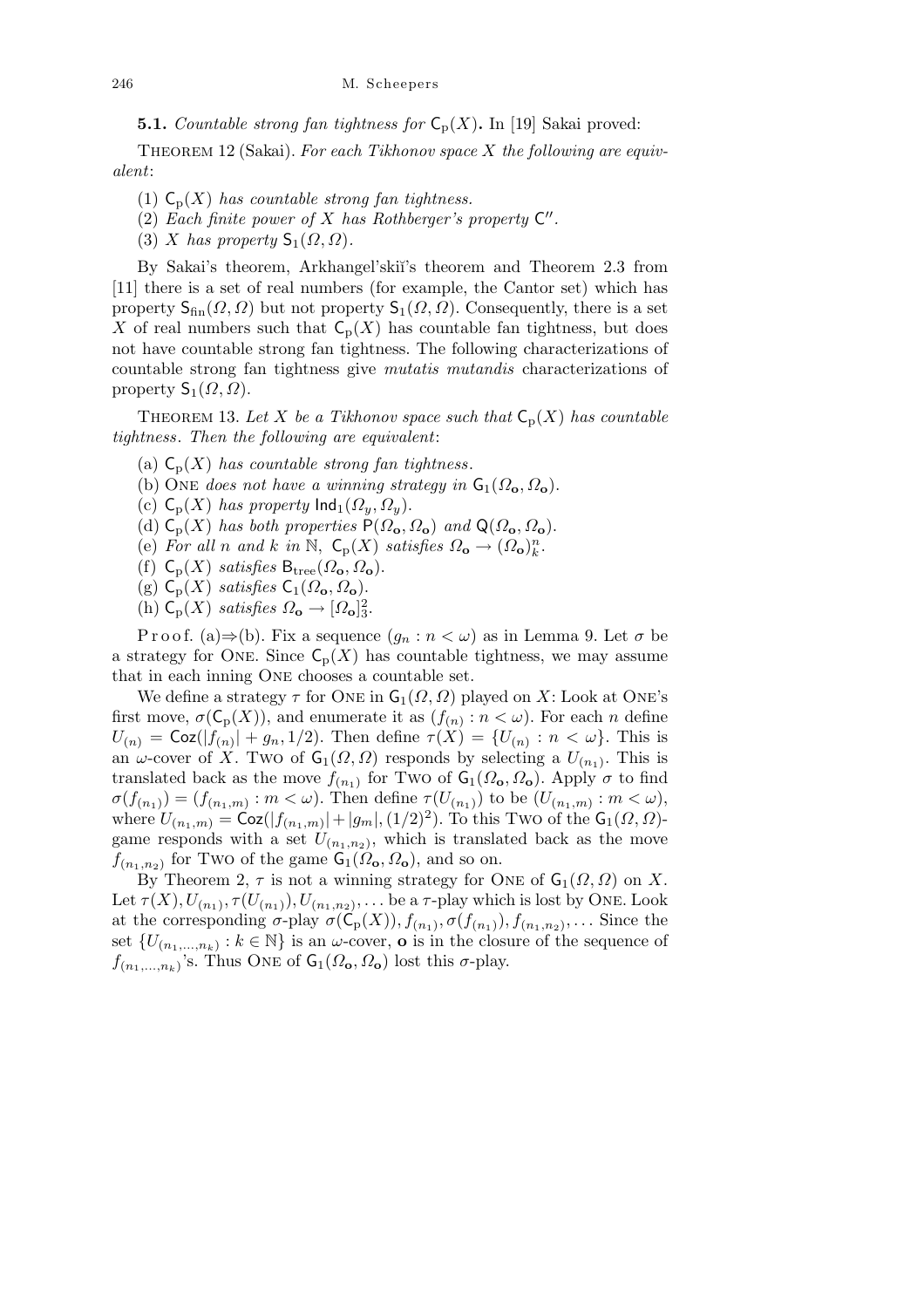**5.1.** *Countable strong fan tightness for* $\mathsf{C}_{\mathrm{p}}(X)$**.** In [19] Sakai proved:

Theorem 12 (Sakai). *For each Tikhonov space* $X$ *the following are equivalent*:

(1) $\mathsf{C}_{\mathrm{p}}(X)$ *has countable strong fan tightness.*
(2) *Each finite power of* $X$ *has Rothberger's property* $\mathsf{C}''$.
(3) $X$ *has property* $\mathsf{S}_1(\Omega,\Omega)$.

By Sakai's theorem, Arkhangel'skiĭ's theorem and Theorem 2.3 from [11] there is a set of real numbers (for example, the Cantor set) which has property $\mathsf{S}_{\mathrm{fin}}(\Omega,\Omega)$ but not property $\mathsf{S}_1(\Omega,\Omega)$. Consequently, there is a set $X$ of real numbers such that $\mathsf{C}_{\mathrm{p}}(X)$ has countable fan tightness, but does not have countable strong fan tightness. The following characterizations of countable strong fan tightness give *mutatis mutandis* characterizations of property $\mathsf{S}_1(\Omega,\Omega)$.

Theorem 13. *Let* $X$ *be a Tikhonov space such that* $\mathsf{C}_{\mathrm{p}}(X)$ *has countable tightness. Then the following are equivalent*:

(a) $\mathsf{C}_{\mathrm{p}}(X)$ *has countable strong fan tightness.*
(b) One *does not have a winning strategy in* $\mathsf{G}_1(\Omega_{\mathbf{o}},\Omega_{\mathbf{o}})$.
(c) $\mathsf{C}_{\mathrm{p}}(X)$ *has property* $\mathsf{Ind}_1(\Omega_y,\Omega_y)$.
(d) $\mathsf{C}_{\mathrm{p}}(X)$ *has both properties* $\mathsf{P}(\Omega_{\mathbf{o}},\Omega_{\mathbf{o}})$ *and* $\mathsf{Q}(\Omega_{\mathbf{o}},\Omega_{\mathbf{o}})$.
(e) *For all* $n$ *and* $k$ *in* $\mathbb{N}$, $\mathsf{C}_{\mathrm{p}}(X)$ *satisfies* $\Omega_{\mathbf{o}}\to(\Omega_{\mathbf{o}})^n_k$.
(f) $\mathsf{C}_{\mathrm{p}}(X)$ *satisfies* $\mathsf{B}_{\mathrm{tree}}(\Omega_{\mathbf{o}},\Omega_{\mathbf{o}})$.
(g) $\mathsf{C}_{\mathrm{p}}(X)$ *satisfies* $\mathsf{C}_1(\Omega_{\mathbf{o}},\Omega_{\mathbf{o}})$.
(h) $\mathsf{C}_{\mathrm{p}}(X)$ *satisfies* $\Omega_{\mathbf{o}}\to[\Omega_{\mathbf{o}}]^2_3$.

Proof. (a)$\Rightarrow$(b). Fix a sequence $(g_n : n<\omega)$ as in Lemma 9. Let $\sigma$ be a strategy for One. Since $\mathsf{C}_{\mathrm{p}}(X)$ has countable tightness, we may assume that in each inning One chooses a countable set.

We define a strategy $\tau$ for One in $\mathsf{G}_1(\Omega,\Omega)$ played on $X$: Look at One's first move, $\sigma(\mathsf{C}_{\mathrm{p}}(X))$, and enumerate it as $(f_{(n)} : n<\omega)$. For each $n$ define $U_{(n)}=\mathsf{Coz}(|f_{(n)}|+g_n,1/2)$. Then define $\tau(X)=\{U_{(n)} : n<\omega\}$. This is an $\omega$-cover of $X$. Two of $\mathsf{G}_1(\Omega,\Omega)$ responds by selecting a $U_{(n_1)}$. This is translated back as the move $f_{(n_1)}$ for Two of $\mathsf{G}_1(\Omega_{\mathbf{o}},\Omega_{\mathbf{o}})$. Apply $\sigma$ to find $\sigma(f_{(n_1)})=(f_{(n_1,m)} : m<\omega)$. Then define $\tau(U_{(n_1)})$ to be $(U_{(n_1,m)} : m<\omega)$, where $U_{(n_1,m)}=\mathsf{Coz}(|f_{(n_1,m)}|+|g_m|,(1/2)^2)$. To this Two of the $\mathsf{G}_1(\Omega,\Omega)$-game responds with a set $U_{(n_1,n_2)}$, which is translated back as the move $f_{(n_1,n_2)}$ for Two of the game $\mathsf{G}_1(\Omega_{\mathbf{o}},\Omega_{\mathbf{o}})$, and so on.

By Theorem 2, $\tau$ is not a winning strategy for One of $\mathsf{G}_1(\Omega,\Omega)$ on $X$. Let $\tau(X),U_{(n_1)},\tau(U_{(n_1)}),U_{(n_1,n_2)},\ldots$ be a $\tau$-play which is lost by One. Look at the corresponding $\sigma$-play $\sigma(\mathsf{C}_{\mathrm{p}}(X)),f_{(n_1)},\sigma(f_{(n_1)}),f_{(n_1,n_2)},\ldots$ Since the set $\{U_{(n_1,\ldots,n_k)} : k\in\mathbb{N}\}$ is an $\omega$-cover, $\mathbf{o}$ is in the closure of the sequence of $f_{(n_1,\ldots,n_k)}$'s. Thus One of $\mathsf{G}_1(\Omega_{\mathbf{o}},\Omega_{\mathbf{o}})$ lost this $\sigma$-play.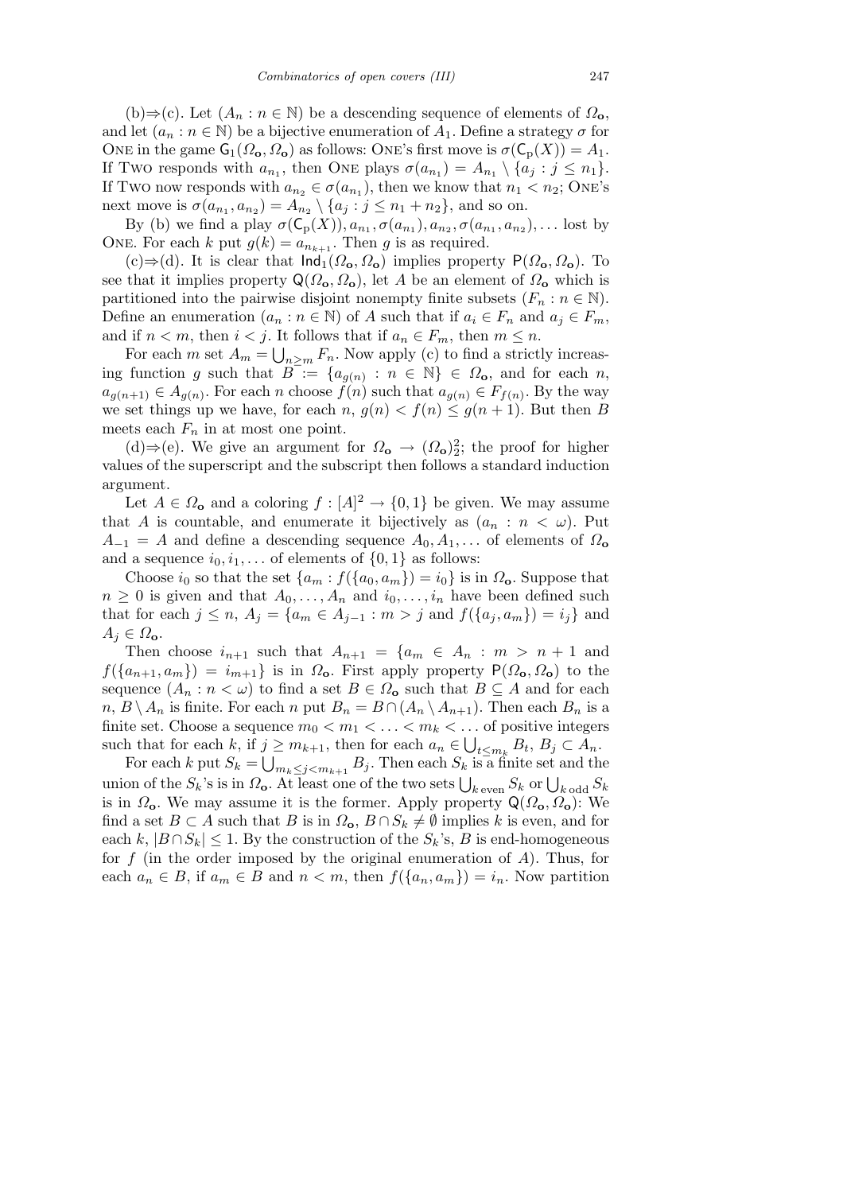(b)⇒(c). Let $(A_n : n \in \mathbb{N})$ be a descending sequence of elements of $\Omega_{\mathbf{o}}$, and let $(a_n : n \in \mathbb{N})$ be a bijective enumeration of $A_1$. Define a strategy $\sigma$ for ONE in the game $\mathsf{G}_1(\Omega_{\mathbf{o}}, \Omega_{\mathbf{o}})$ as follows: ONE's first move is $\sigma(\mathsf{C}_{\mathrm{p}}(X)) = A_1$. If TWO responds with $a_{n_1}$, then ONE plays $\sigma(a_{n_1}) = A_{n_1} \setminus \{a_j : j \leq n_1\}$. If TWO now responds with $a_{n_2} \in \sigma(a_{n_1})$, then we know that $n_1 < n_2$; ONE's next move is $\sigma(a_{n_1}, a_{n_2}) = A_{n_2} \setminus \{a_j : j \leq n_1 + n_2\}$, and so on.

By (b) we find a play $\sigma(\mathsf{C}_{\mathrm{p}}(X)), a_{n_1}, \sigma(a_{n_1}), a_{n_2}, \sigma(a_{n_1}, a_{n_2}), \ldots$ lost by ONE. For each $k$ put $g(k) = a_{n_{k+1}}$. Then $g$ is as required.

(c)⇒(d). It is clear that $\mathsf{Ind}_1(\Omega_{\mathbf{o}}, \Omega_{\mathbf{o}})$ implies property $\mathsf{P}(\Omega_{\mathbf{o}}, \Omega_{\mathbf{o}})$. To see that it implies property $\mathsf{Q}(\Omega_{\mathbf{o}}, \Omega_{\mathbf{o}})$, let $A$ be an element of $\Omega_{\mathbf{o}}$ which is partitioned into the pairwise disjoint nonempty finite subsets $(F_n : n \in \mathbb{N})$. Define an enumeration $(a_n : n \in \mathbb{N})$ of $A$ such that if $a_i \in F_n$ and $a_j \in F_m$, and if $n < m$, then $i < j$. It follows that if $a_n \in F_m$, then $m \leq n$.

For each $m$ set $A_m = \bigcup_{n \geq m} F_n$. Now apply (c) to find a strictly increasing function $g$ such that $B := \{a_{g(n)} : n \in \mathbb{N}\} \in \Omega_{\mathbf{o}}$, and for each $n$, $a_{g(n+1)} \in A_{g(n)}$. For each $n$ choose $f(n)$ such that $a_{g(n)} \in F_{f(n)}$. By the way we set things up we have, for each $n$, $g(n) < f(n) \leq g(n+1)$. But then $B$ meets each $F_n$ in at most one point.

(d)⇒(e). We give an argument for $\Omega_{\mathbf{o}} \to (\Omega_{\mathbf{o}})^2_2$; the proof for higher values of the superscript and the subscript then follows a standard induction argument.

Let $A \in \Omega_{\mathbf{o}}$ and a coloring $f : [A]^2 \to \{0, 1\}$ be given. We may assume that $A$ is countable, and enumerate it bijectively as $(a_n : n < \omega)$. Put $A_{-1} = A$ and define a descending sequence $A_0, A_1, \ldots$ of elements of $\Omega_{\mathbf{o}}$ and a sequence $i_0, i_1, \ldots$ of elements of $\{0, 1\}$ as follows:

Choose $i_0$ so that the set $\{a_m : f(\{a_0, a_m\}) = i_0\}$ is in $\Omega_{\mathbf{o}}$. Suppose that $n \geq 0$ is given and that $A_0, \ldots, A_n$ and $i_0, \ldots, i_n$ have been defined such that for each $j \leq n$, $A_j = \{a_m \in A_{j-1} : m > j \text{ and } f(\{a_j, a_m\}) = i_j\}$ and $A_j \in \Omega_{\mathbf{o}}$.

Then choose $i_{n+1}$ such that $A_{n+1} = \{a_m \in A_n : m > n + 1 \text{ and } f(\{a_{n+1}, a_m\}) = i_{m+1}\}$ is in $\Omega_{\mathbf{o}}$. First apply property $\mathsf{P}(\Omega_{\mathbf{o}}, \Omega_{\mathbf{o}})$ to the sequence $(A_n : n < \omega)$ to find a set $B \in \Omega_{\mathbf{o}}$ such that $B \subseteq A$ and for each $n$, $B \setminus A_n$ is finite. For each $n$ put $B_n = B \cap (A_n \setminus A_{n+1})$. Then each $B_n$ is a finite set. Choose a sequence $m_0 < m_1 < \ldots < m_k < \ldots$ of positive integers such that for each $k$, if $j \geq m_{k+1}$, then for each $a_n \in \bigcup_{t \leq m_k} B_t$, $B_j \subset A_n$.

For each $k$ put $S_k = \bigcup_{m_k \leq j < m_{k+1}} B_j$. Then each $S_k$ is a finite set and the union of the $S_k$'s is in $\Omega_{\mathbf{o}}$. At least one of the two sets $\bigcup_{k \text{ even}} S_k$ or $\bigcup_{k \text{ odd}} S_k$ is in $\Omega_{\mathbf{o}}$. We may assume it is the former. Apply property $\mathsf{Q}(\Omega_{\mathbf{o}}, \Omega_{\mathbf{o}})$: We find a set $B \subset A$ such that $B$ is in $\Omega_{\mathbf{o}}$, $B \cap S_k \neq \emptyset$ implies $k$ is even, and for each $k$, $|B \cap S_k| \leq 1$. By the construction of the $S_k$'s, $B$ is end-homogeneous for $f$ (in the order imposed by the original enumeration of $A$). Thus, for each $a_n \in B$, if $a_m \in B$ and $n < m$, then $f(\{a_n, a_m\}) = i_n$. Now partition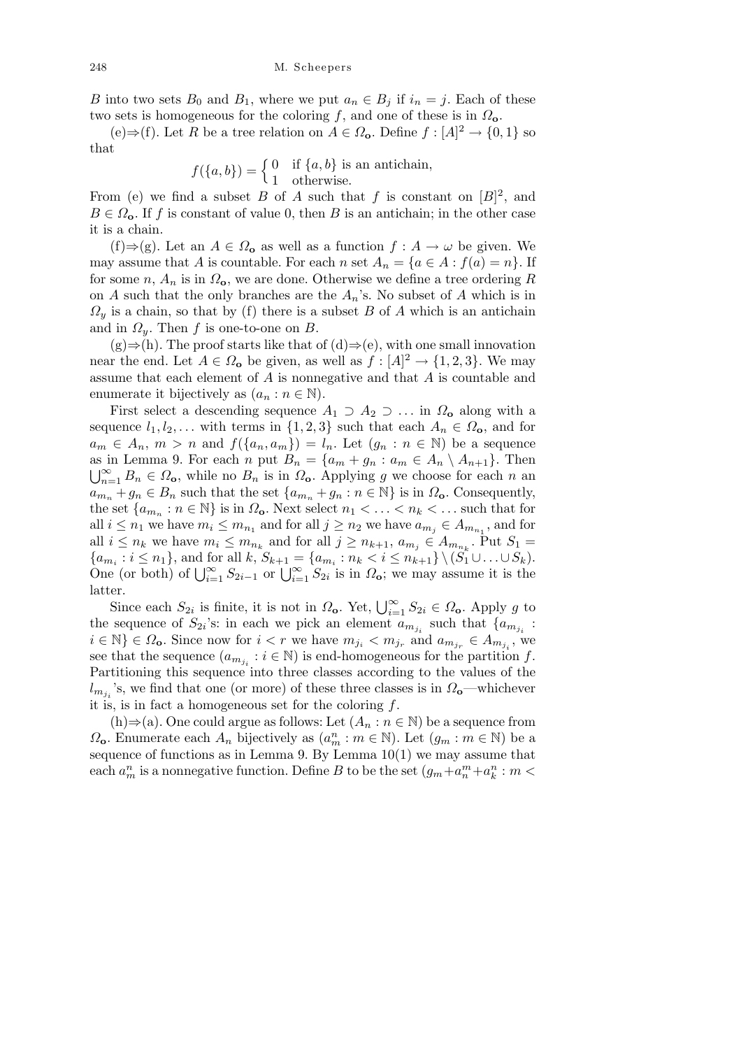$B$ into two sets $B_0$ and $B_1$, where we put $a_n \in B_j$ if $i_n = j$. Each of these two sets is homogeneous for the coloring $f$, and one of these is in $\Omega_{\mathbf{o}}$.

(e)$\Rightarrow$(f). Let $R$ be a tree relation on $A \in \Omega_{\mathbf{o}}$. Define $f : [A]^2 \to \{0, 1\}$ so that

$$f(\{a,b\}) = \begin{cases} 0 & \text{if } \{a,b\} \text{ is an antichain,} \\ 1 & \text{otherwise.} \end{cases}$$

From (e) we find a subset $B$ of $A$ such that $f$ is constant on $[B]^2$, and $B \in \Omega_{\mathbf{o}}$. If $f$ is constant of value 0, then $B$ is an antichain; in the other case it is a chain.

(f)$\Rightarrow$(g). Let an $A \in \Omega_{\mathbf{o}}$ as well as a function $f : A \to \omega$ be given. We may assume that $A$ is countable. For each $n$ set $A_n = \{a \in A : f(a) = n\}$. If for some $n$, $A_n$ is in $\Omega_{\mathbf{o}}$, we are done. Otherwise we define a tree ordering $R$ on $A$ such that the only branches are the $A_n$'s. No subset of $A$ which is in $\Omega_y$ is a chain, so that by (f) there is a subset $B$ of $A$ which is an antichain and in $\Omega_y$. Then $f$ is one-to-one on $B$.

(g)$\Rightarrow$(h). The proof starts like that of (d)$\Rightarrow$(e), with one small innovation near the end. Let $A \in \Omega_{\mathbf{o}}$ be given, as well as $f : [A]^2 \to \{1, 2, 3\}$. We may assume that each element of $A$ is nonnegative and that $A$ is countable and enumerate it bijectively as $(a_n : n \in \mathbb{N})$.

First select a descending sequence $A_1 \supset A_2 \supset \ldots$ in $\Omega_{\mathbf{o}}$ along with a sequence $l_1, l_2, \ldots$ with terms in $\{1, 2, 3\}$ such that each $A_n \in \Omega_{\mathbf{o}}$, and for $a_m \in A_n$, $m > n$ and $f(\{a_n, a_m\}) = l_n$. Let $(g_n : n \in \mathbb{N})$ be a sequence as in Lemma 9. For each $n$ put $B_n = \{a_m + g_n : a_m \in A_n \setminus A_{n+1}\}$. Then $\bigcup_{n=1}^{\infty} B_n \in \Omega_{\mathbf{o}}$, while no $B_n$ is in $\Omega_{\mathbf{o}}$. Applying $g$ we choose for each $n$ an $a_{m_n} + g_n \in B_n$ such that the set $\{a_{m_n} + g_n : n \in \mathbb{N}\}$ is in $\Omega_{\mathbf{o}}$. Consequently, the set $\{a_{m_n} : n \in \mathbb{N}\}$ is in $\Omega_{\mathbf{o}}$. Next select $n_1 < \ldots < n_k < \ldots$ such that for all $i \le n_1$ we have $m_i \le m_{n_1}$ and for all $j \ge n_2$ we have $a_{m_j} \in A_{m_{n_1}}$, and for all $i \le n_k$ we have $m_i \le m_{n_k}$ and for all $j \ge n_{k+1}$, $a_{m_j} \in A_{m_{n_k}}$. Put $S_1 = \{a_{m_i} : i \le n_1\}$, and for all $k$, $S_{k+1} = \{a_{m_i} : n_k < i \le n_{k+1}\} \setminus (S_1 \cup \ldots \cup S_k)$. One (or both) of $\bigcup_{i=1}^{\infty} S_{2i-1}$ or $\bigcup_{i=1}^{\infty} S_{2i}$ is in $\Omega_{\mathbf{o}}$; we may assume it is the latter.

Since each $S_{2i}$ is finite, it is not in $\Omega_{\mathbf{o}}$. Yet, $\bigcup_{i=1}^{\infty} S_{2i} \in \Omega_{\mathbf{o}}$. Apply $g$ to the sequence of $S_{2i}$'s: in each we pick an element $a_{m_{j_i}}$ such that $\{a_{m_{j_i}} : i \in \mathbb{N}\} \in \Omega_{\mathbf{o}}$. Since now for $i < r$ we have $m_{j_i} < m_{j_r}$ and $a_{m_{j_r}} \in A_{m_{j_i}}$, we see that the sequence $(a_{m_{j_i}} : i \in \mathbb{N})$ is end-homogeneous for the partition $f$. Partitioning this sequence into three classes according to the values of the $l_{m_{j_i}}$'s, we find that one (or more) of these three classes is in $\Omega_{\mathbf{o}}$—whichever it is, is in fact a homogeneous set for the coloring $f$.

(h)$\Rightarrow$(a). One could argue as follows: Let $(A_n : n \in \mathbb{N})$ be a sequence from $\Omega_{\mathbf{o}}$. Enumerate each $A_n$ bijectively as $(a_m^n : m \in \mathbb{N})$. Let $(g_m : m \in \mathbb{N})$ be a sequence of functions as in Lemma 9. By Lemma 10(1) we may assume that each $a_m^n$ is a nonnegative function. Define $B$ to be the set $(g_m + a_n^m + a_k^n : m <$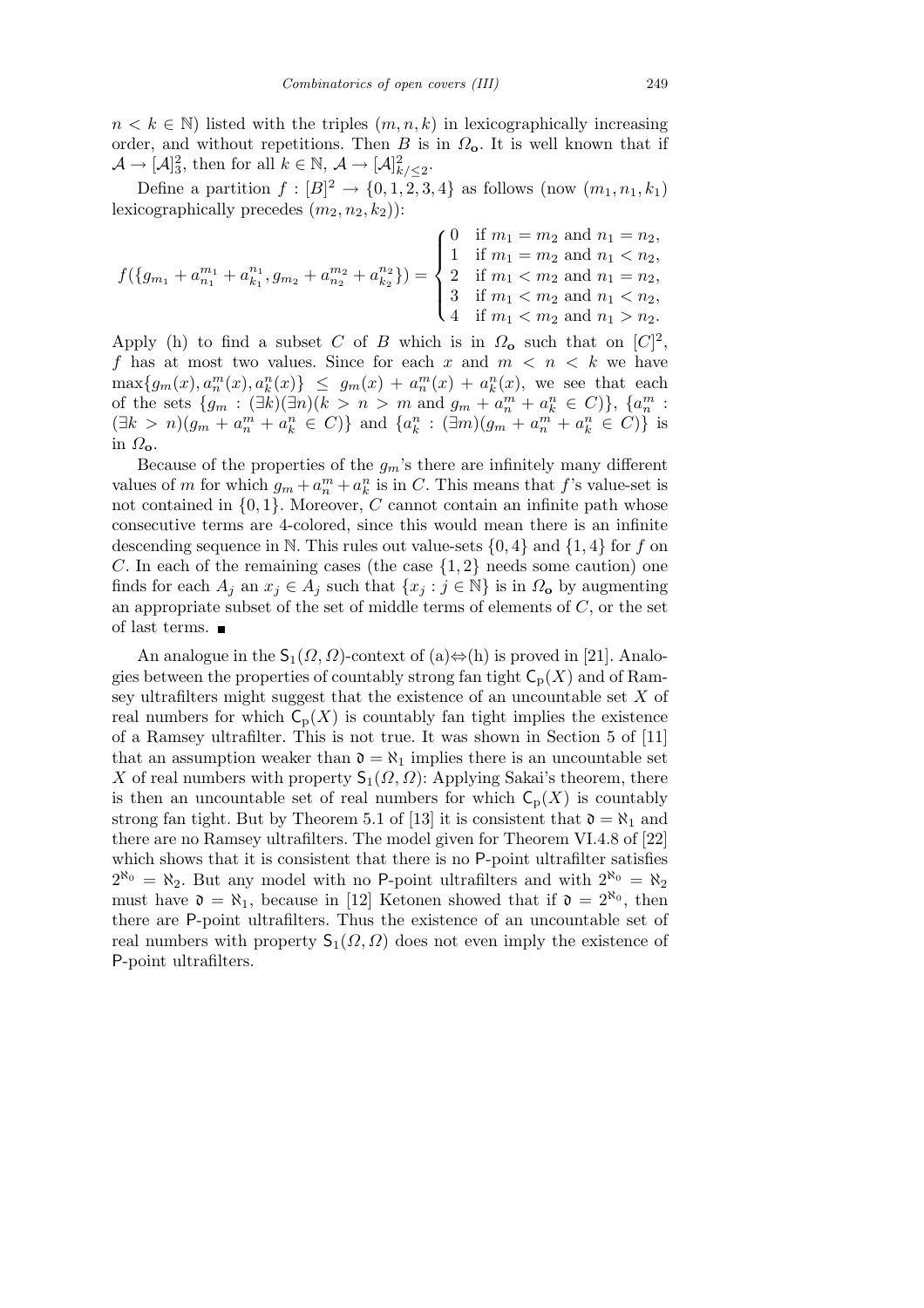$n < k \in \mathbb{N}$) listed with the triples $(m, n, k)$ in lexicographically increasing order, and without repetitions. Then $B$ is in $\Omega_{\mathsf{o}}$. It is well known that if $\mathcal{A} \to [\mathcal{A}]^2_3$, then for all $k \in \mathbb{N}$, $\mathcal{A} \to [\mathcal{A}]^2_{k/\leq 2}$.

Define a partition $f : [B]^2 \to \{0, 1, 2, 3, 4\}$ as follows (now $(m_1, n_1, k_1)$ lexicographically precedes $(m_2, n_2, k_2)$):

$$f(\{g_{m_1} + a^{m_1}_{n_1} + a^{n_1}_{k_1}, g_{m_2} + a^{m_2}_{n_2} + a^{n_2}_{k_2}\}) = \begin{cases} 0 & \text{if } m_1 = m_2 \text{ and } n_1 = n_2, \\ 1 & \text{if } m_1 = m_2 \text{ and } n_1 < n_2, \\ 2 & \text{if } m_1 < m_2 \text{ and } n_1 = n_2, \\ 3 & \text{if } m_1 < m_2 \text{ and } n_1 < n_2, \\ 4 & \text{if } m_1 < m_2 \text{ and } n_1 > n_2. \end{cases}$$

Apply (h) to find a subset $C$ of $B$ which is in $\Omega_{\mathsf{o}}$ such that on $[C]^2$, $f$ has at most two values. Since for each $x$ and $m < n < k$ we have $\max\{g_m(x), a^m_n(x), a^n_k(x)\} \leq g_m(x) + a^m_n(x) + a^n_k(x)$, we see that each of the sets $\{g_m : (\exists k)(\exists n)(k > n > m \text{ and } g_m + a^m_n + a^n_k \in C)\}$, $\{a^m_n : (\exists k > n)(g_m + a^m_n + a^n_k \in C)\}$ and $\{a^n_k : (\exists m)(g_m + a^m_n + a^n_k \in C)\}$ is in $\Omega_{\mathsf{o}}$.

Because of the properties of the $g_m$'s there are infinitely many different values of $m$ for which $g_m + a^m_n + a^n_k$ is in $C$. This means that $f$'s value-set is not contained in $\{0, 1\}$. Moreover, $C$ cannot contain an infinite path whose consecutive terms are 4-colored, since this would mean there is an infinite descending sequence in $\mathbb{N}$. This rules out value-sets $\{0, 4\}$ and $\{1, 4\}$ for $f$ on $C$. In each of the remaining cases (the case $\{1, 2\}$ needs some caution) one finds for each $A_j$ an $x_j \in A_j$ such that $\{x_j : j \in \mathbb{N}\}$ is in $\Omega_{\mathsf{o}}$ by augmenting an appropriate subset of the set of middle terms of elements of $C$, or the set of last terms. ∎

An analogue in the $\mathsf{S}_1(\Omega, \Omega)$-context of (a)⇔(h) is proved in [21]. Analogies between the properties of countably strong fan tight $\mathsf{C}_{\mathrm{p}}(X)$ and of Ramsey ultrafilters might suggest that the existence of an uncountable set $X$ of real numbers for which $\mathsf{C}_{\mathrm{p}}(X)$ is countably fan tight implies the existence of a Ramsey ultrafilter. This is not true. It was shown in Section 5 of [11] that an assumption weaker than $\mathfrak{d} = \aleph_1$ implies there is an uncountable set $X$ of real numbers with property $\mathsf{S}_1(\Omega, \Omega)$: Applying Sakai's theorem, there is then an uncountable set of real numbers for which $\mathsf{C}_{\mathrm{p}}(X)$ is countably strong fan tight. But by Theorem 5.1 of [13] it is consistent that $\mathfrak{d} = \aleph_1$ and there are no Ramsey ultrafilters. The model given for Theorem VI.4.8 of [22] which shows that it is consistent that there is no P-point ultrafilter satisfies $2^{\aleph_0} = \aleph_2$. But any model with no P-point ultrafilters and with $2^{\aleph_0} = \aleph_2$ must have $\mathfrak{d} = \aleph_1$, because in [12] Ketonen showed that if $\mathfrak{d} = 2^{\aleph_0}$, then there are P-point ultrafilters. Thus the existence of an uncountable set of real numbers with property $\mathsf{S}_1(\Omega, \Omega)$ does not even imply the existence of P-point ultrafilters.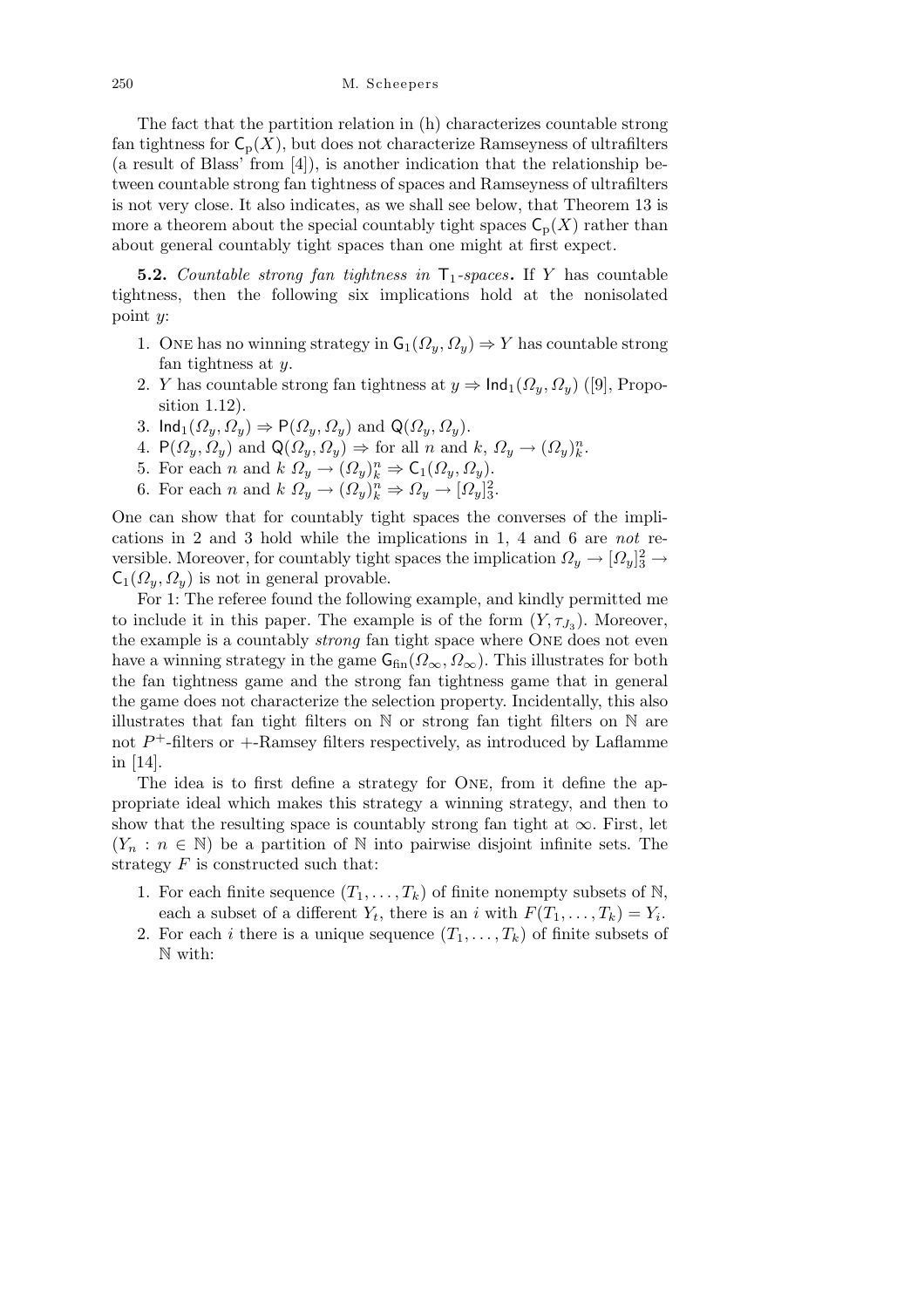The fact that the partition relation in (h) characterizes countable strong fan tightness for $\mathsf{C}_{\rm p}(X)$, but does not characterize Ramseyness of ultrafilters (a result of Blass' from [4]), is another indication that the relationship between countable strong fan tightness of spaces and Ramseyness of ultrafilters is not very close. It also indicates, as we shall see below, that Theorem 13 is more a theorem about the special countably tight spaces $\mathsf{C}_{\rm p}(X)$ rather than about general countably tight spaces than one might at first expect.

**5.2.** *Countable strong fan tightness in* $\mathsf{T}_1$*-spaces***.** If $Y$ has countable tightness, then the following six implications hold at the nonisolated point $y$:

1. ONE has no winning strategy in $\mathsf{G}_1(\Omega_y, \Omega_y) \Rightarrow Y$ has countable strong fan tightness at $y$.
2. $Y$ has countable strong fan tightness at $y \Rightarrow \mathsf{Ind}_1(\Omega_y, \Omega_y)$ ([9], Proposition 1.12).
3. $\mathsf{Ind}_1(\Omega_y, \Omega_y) \Rightarrow \mathsf{P}(\Omega_y, \Omega_y)$ and $\mathsf{Q}(\Omega_y, \Omega_y)$.
4. $\mathsf{P}(\Omega_y, \Omega_y)$ and $\mathsf{Q}(\Omega_y, \Omega_y) \Rightarrow$ for all $n$ and $k$, $\Omega_y \to (\Omega_y)^n_k$.
5. For each $n$ and $k$ $\Omega_y \to (\Omega_y)^n_k \Rightarrow \mathsf{C}_1(\Omega_y, \Omega_y)$.
6. For each $n$ and $k$ $\Omega_y \to (\Omega_y)^n_k \Rightarrow \Omega_y \to [\Omega_y]^2_3$.

One can show that for countably tight spaces the converses of the implications in 2 and 3 hold while the implications in 1, 4 and 6 are *not* reversible. Moreover, for countably tight spaces the implication $\Omega_y \to [\Omega_y]^2_3 \to \mathsf{C}_1(\Omega_y, \Omega_y)$ is not in general provable.

For 1: The referee found the following example, and kindly permitted me to include it in this paper. The example is of the form $(Y, \tau_{J_3})$. Moreover, the example is a countably *strong* fan tight space where ONE does not even have a winning strategy in the game $\mathsf{G}_{\rm fin}(\Omega_\infty, \Omega_\infty)$. This illustrates for both the fan tightness game and the strong fan tightness game that in general the game does not characterize the selection property. Incidentally, this also illustrates that fan tight filters on $\mathbb{N}$ or strong fan tight filters on $\mathbb{N}$ are not $P^+$-filters or $+$-Ramsey filters respectively, as introduced by Laflamme in [14].

The idea is to first define a strategy for ONE, from it define the appropriate ideal which makes this strategy a winning strategy, and then to show that the resulting space is countably strong fan tight at $\infty$. First, let $(Y_n : n \in \mathbb{N})$ be a partition of $\mathbb{N}$ into pairwise disjoint infinite sets. The strategy $F$ is constructed such that:

1. For each finite sequence $(T_1, \ldots, T_k)$ of finite nonempty subsets of $\mathbb{N}$, each a subset of a different $Y_t$, there is an $i$ with $F(T_1, \ldots, T_k) = Y_i$.
2. For each $i$ there is a unique sequence $(T_1, \ldots, T_k)$ of finite subsets of $\mathbb{N}$ with: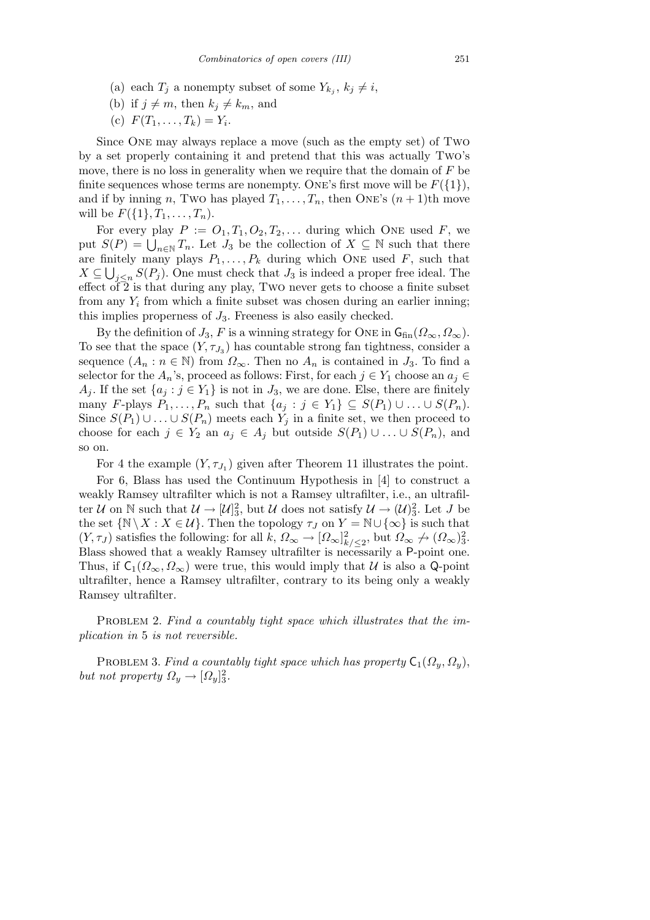(a) each $T_j$ a nonempty subset of some $Y_{k_j}$, $k_j \neq i$,

(b) if $j \neq m$, then $k_j \neq k_m$, and

(c) $F(T_1, \ldots, T_k) = Y_i$.

Since ONE may always replace a move (such as the empty set) of TWO by a set properly containing it and pretend that this was actually TWO's move, there is no loss in generality when we require that the domain of $F$ be finite sequences whose terms are nonempty. ONE's first move will be $F(\{1\})$, and if by inning $n$, TWO has played $T_1, \ldots, T_n$, then ONE's $(n+1)$th move will be $F(\{1\}, T_1, \ldots, T_n)$.

For every play $P := O_1, T_1, O_2, T_2, \ldots$ during which ONE used $F$, we put $S(P) = \bigcup_{n \in \mathbb{N}} T_n$. Let $J_3$ be the collection of $X \subseteq \mathbb{N}$ such that there are finitely many plays $P_1, \ldots, P_k$ during which ONE used $F$, such that $X \subseteq \bigcup_{j \leq n} S(P_j)$. One must check that $J_3$ is indeed a proper free ideal. The effect of 2 is that during any play, TWO never gets to choose a finite subset from any $Y_i$ from which a finite subset was chosen during an earlier inning; this implies properness of $J_3$. Freeness is also easily checked.

By the definition of $J_3$, $F$ is a winning strategy for ONE in $\mathsf{G}_{\mathrm{fin}}(\Omega_\infty, \Omega_\infty)$. To see that the space $(Y, \tau_{J_3})$ has countable strong fan tightness, consider a sequence $(A_n : n \in \mathbb{N})$ from $\Omega_\infty$. Then no $A_n$ is contained in $J_3$. To find a selector for the $A_n$'s, proceed as follows: First, for each $j \in Y_1$ choose an $a_j \in A_j$. If the set $\{a_j : j \in Y_1\}$ is not in $J_3$, we are done. Else, there are finitely many $F$-plays $P_1, \ldots, P_n$ such that $\{a_j : j \in Y_1\} \subseteq S(P_1) \cup \ldots \cup S(P_n)$. Since $S(P_1) \cup \ldots \cup S(P_n)$ meets each $Y_j$ in a finite set, we then proceed to choose for each $j \in Y_2$ an $a_j \in A_j$ but outside $S(P_1) \cup \ldots \cup S(P_n)$, and so on.

For 4 the example $(Y, \tau_{J_1})$ given after Theorem 11 illustrates the point.

For 6, Blass has used the Continuum Hypothesis in [4] to construct a weakly Ramsey ultrafilter which is not a Ramsey ultrafilter, i.e., an ultrafilter $\mathcal{U}$ on $\mathbb{N}$ such that $\mathcal{U} \to [\mathcal{U}]^2_3$, but $\mathcal{U}$ does not satisfy $\mathcal{U} \to (\mathcal{U})^2_3$. Let $J$ be the set $\{\mathbb{N} \setminus X : X \in \mathcal{U}\}$. Then the topology $\tau_J$ on $Y = \mathbb{N} \cup \{\infty\}$ is such that $(Y, \tau_J)$ satisfies the following: for all $k$, $\Omega_\infty \to [\Omega_\infty]^2_{k/\leq 2}$, but $\Omega_\infty \not\to (\Omega_\infty)^2_3$. Blass showed that a weakly Ramsey ultrafilter is necessarily a $\mathsf{P}$-point one. Thus, if $\mathsf{C}_1(\Omega_\infty, \Omega_\infty)$ were true, this would imply that $\mathcal{U}$ is also a $\mathsf{Q}$-point ultrafilter, hence a Ramsey ultrafilter, contrary to its being only a weakly Ramsey ultrafilter.

PROBLEM 2. *Find a countably tight space which illustrates that the implication in* 5 *is not reversible.*

PROBLEM 3. *Find a countably tight space which has property* $\mathsf{C}_1(\Omega_y, \Omega_y)$, *but not property* $\Omega_y \to [\Omega_y]^2_3$.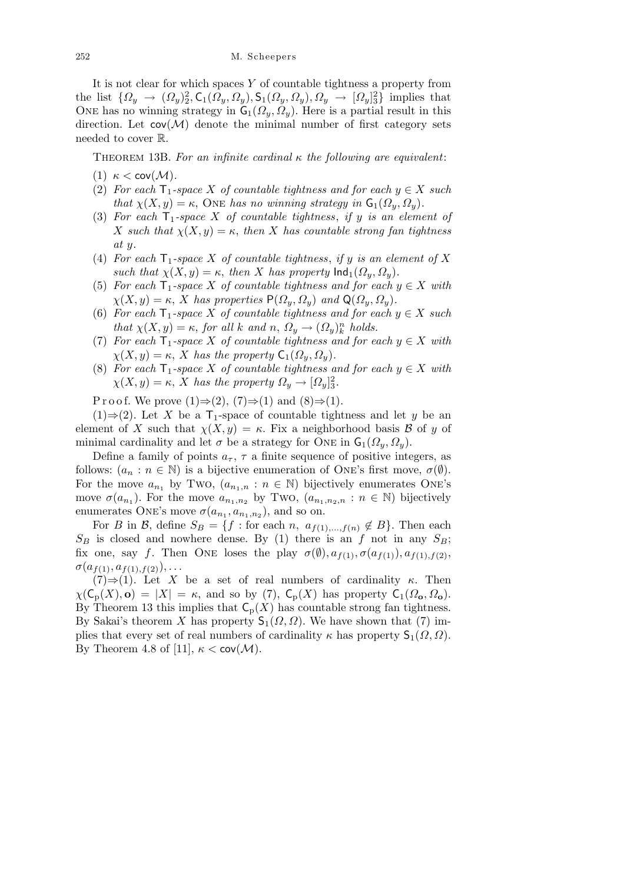It is not clear for which spaces $Y$ of countable tightness a property from the list $\{\Omega_y \to (\Omega_y)^2_2, \mathsf{C}_1(\Omega_y,\Omega_y), \mathsf{S}_1(\Omega_y,\Omega_y), \Omega_y \to [\Omega_y]^2_3\}$ implies that ONE has no winning strategy in $\mathsf{G}_1(\Omega_y,\Omega_y)$. Here is a partial result in this direction. Let $\mathsf{cov}(\mathcal{M})$ denote the minimal number of first category sets needed to cover $\mathbb{R}$.

THEOREM 13B. *For an infinite cardinal $\kappa$ the following are equivalent*:

(1) $\kappa < \mathsf{cov}(\mathcal{M})$.
(2) *For each $\mathsf{T}_1$-space $X$ of countable tightness and for each $y \in X$ such that $\chi(X,y) = \kappa$,* ONE *has no winning strategy in $\mathsf{G}_1(\Omega_y,\Omega_y)$.*
(3) *For each $\mathsf{T}_1$-space $X$ of countable tightness, if $y$ is an element of $X$ such that $\chi(X,y) = \kappa$, then $X$ has countable strong fan tightness at $y$.*
(4) *For each $\mathsf{T}_1$-space $X$ of countable tightness, if $y$ is an element of $X$ such that $\chi(X,y) = \kappa$, then $X$ has property $\mathsf{Ind}_1(\Omega_y,\Omega_y)$.*
(5) *For each $\mathsf{T}_1$-space $X$ of countable tightness and for each $y \in X$ with $\chi(X,y) = \kappa$, $X$ has properties $\mathsf{P}(\Omega_y,\Omega_y)$ and $\mathsf{Q}(\Omega_y,\Omega_y)$.*
(6) *For each $\mathsf{T}_1$-space $X$ of countable tightness and for each $y \in X$ such that $\chi(X,y) = \kappa$, for all $k$ and $n$, $\Omega_y \to (\Omega_y)^n_k$ holds.*
(7) *For each $\mathsf{T}_1$-space $X$ of countable tightness and for each $y \in X$ with $\chi(X,y) = \kappa$, $X$ has the property $\mathsf{C}_1(\Omega_y,\Omega_y)$.*
(8) *For each $\mathsf{T}_1$-space $X$ of countable tightness and for each $y \in X$ with $\chi(X,y) = \kappa$, $X$ has the property $\Omega_y \to [\Omega_y]^2_3$.*

Proof. We prove (1)⇒(2), (7)⇒(1) and (8)⇒(1).

(1)⇒(2). Let $X$ be a $\mathsf{T}_1$-space of countable tightness and let $y$ be an element of $X$ such that $\chi(X,y) = \kappa$. Fix a neighborhood basis $\mathcal{B}$ of $y$ of minimal cardinality and let $\sigma$ be a strategy for ONE in $\mathsf{G}_1(\Omega_y,\Omega_y)$.

Define a family of points $a_\tau$, $\tau$ a finite sequence of positive integers, as follows: $(a_n : n \in \mathbb{N})$ is a bijective enumeration of ONE's first move, $\sigma(\emptyset)$. For the move $a_{n_1}$ by TWO, $(a_{n_1,n} : n \in \mathbb{N})$ bijectively enumerates ONE's move $\sigma(a_{n_1})$. For the move $a_{n_1,n_2}$ by TWO, $(a_{n_1,n_2,n} : n \in \mathbb{N})$ bijectively enumerates ONE's move $\sigma(a_{n_1}, a_{n_1,n_2})$, and so on.

For $B$ in $\mathcal{B}$, define $S_B = \{f : \text{for each } n,\ a_{f(1),\dots,f(n)} \notin B\}$. Then each $S_B$ is closed and nowhere dense. By (1) there is an $f$ not in any $S_B$; fix one, say $f$. Then ONE loses the play $\sigma(\emptyset), a_{f(1)}, \sigma(a_{f(1)}), a_{f(1),f(2)}, \sigma(a_{f(1)}, a_{f(1),f(2)}), \dots$

(7)⇒(1). Let $X$ be a set of real numbers of cardinality $\kappa$. Then $\chi(\mathsf{C}_\mathrm{p}(X), \mathbf{o}) = |X| = \kappa$, and so by (7), $\mathsf{C}_\mathrm{p}(X)$ has property $\mathsf{C}_1(\Omega_\mathbf{o},\Omega_\mathbf{o})$. By Theorem 13 this implies that $\mathsf{C}_\mathrm{p}(X)$ has countable strong fan tightness. By Sakai's theorem $X$ has property $\mathsf{S}_1(\Omega,\Omega)$. We have shown that (7) implies that every set of real numbers of cardinality $\kappa$ has property $\mathsf{S}_1(\Omega,\Omega)$. By Theorem 4.8 of [11], $\kappa < \mathsf{cov}(\mathcal{M})$.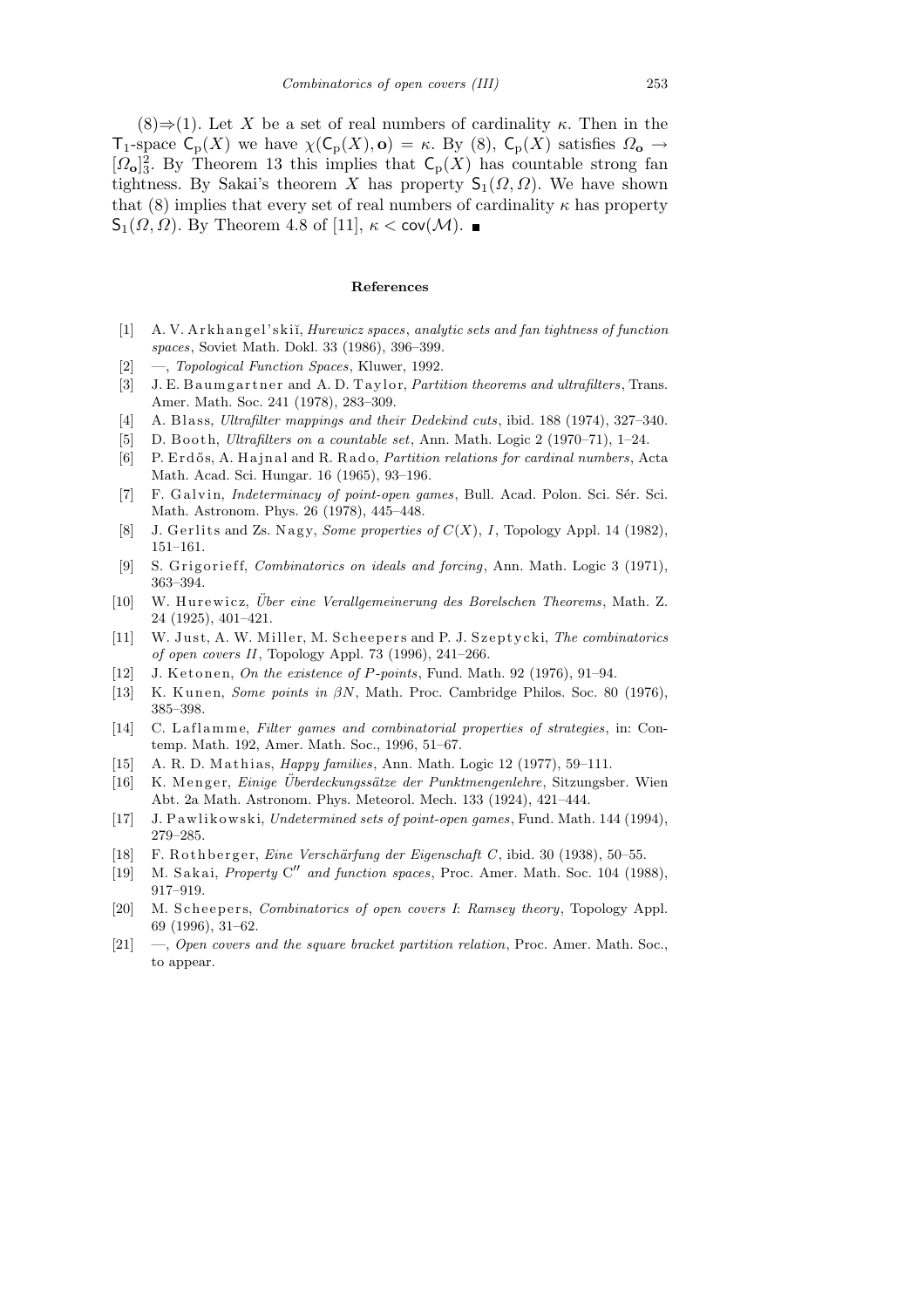(8)⇒(1). Let $X$ be a set of real numbers of cardinality $\kappa$. Then in the $\mathsf{T}_1$-space $\mathsf{C}_{\mathrm{p}}(X)$ we have $\chi(\mathsf{C}_{\mathrm{p}}(X), \mathbf{o}) = \kappa$. By (8), $\mathsf{C}_{\mathrm{p}}(X)$ satisfies $\Omega_{\mathbf{o}} \to [\Omega_{\mathbf{o}}]^2_3$. By Theorem 13 this implies that $\mathsf{C}_{\mathrm{p}}(X)$ has countable strong fan tightness. By Sakai's theorem $X$ has property $\mathsf{S}_1(\Omega, \Omega)$. We have shown that (8) implies that every set of real numbers of cardinality $\kappa$ has property $\mathsf{S}_1(\Omega, \Omega)$. By Theorem 4.8 of [11], $\kappa < \mathsf{cov}(\mathcal{M})$. ■

## References

[1] A. V. Arkhangel'skiĭ, *Hurewicz spaces, analytic sets and fan tightness of function spaces*, Soviet Math. Dokl. 33 (1986), 396–399.

[2] —, *Topological Function Spaces*, Kluwer, 1992.

[3] J. E. Baumgartner and A. D. Taylor, *Partition theorems and ultrafilters*, Trans. Amer. Math. Soc. 241 (1978), 283–309.

[4] A. Blass, *Ultrafilter mappings and their Dedekind cuts*, ibid. 188 (1974), 327–340.

[5] D. Booth, *Ultrafilters on a countable set*, Ann. Math. Logic 2 (1970–71), 1–24.

[6] P. Erdős, A. Hajnal and R. Rado, *Partition relations for cardinal numbers*, Acta Math. Acad. Sci. Hungar. 16 (1965), 93–196.

[7] F. Galvin, *Indeterminacy of point-open games*, Bull. Acad. Polon. Sci. Sér. Sci. Math. Astronom. Phys. 26 (1978), 445–448.

[8] J. Gerlits and Zs. Nagy, *Some properties of $C(X)$, I*, Topology Appl. 14 (1982), 151–161.

[9] S. Grigorieff, *Combinatorics on ideals and forcing*, Ann. Math. Logic 3 (1971), 363–394.

[10] W. Hurewicz, *Über eine Verallgemeinerung des Borelschen Theorems*, Math. Z. 24 (1925), 401–421.

[11] W. Just, A. W. Miller, M. Scheepers and P. J. Szeptycki, *The combinatorics of open covers II*, Topology Appl. 73 (1996), 241–266.

[12] J. Ketonen, *On the existence of P-points*, Fund. Math. 92 (1976), 91–94.

[13] K. Kunen, *Some points in $\beta N$*, Math. Proc. Cambridge Philos. Soc. 80 (1976), 385–398.

[14] C. Laflamme, *Filter games and combinatorial properties of strategies*, in: Contemp. Math. 192, Amer. Math. Soc., 1996, 51–67.

[15] A. R. D. Mathias, *Happy families*, Ann. Math. Logic 12 (1977), 59–111.

[16] K. Menger, *Einige Überdeckungssätze der Punktmengenlehre*, Sitzungsber. Wien Abt. 2a Math. Astronom. Phys. Meteorol. Mech. 133 (1924), 421–444.

[17] J. Pawlikowski, *Undetermined sets of point-open games*, Fund. Math. 144 (1994), 279–285.

[18] F. Rothberger, *Eine Verschärfung der Eigenschaft C*, ibid. 30 (1938), 50–55.

[19] M. Sakai, *Property C″ and function spaces*, Proc. Amer. Math. Soc. 104 (1988), 917–919.

[20] M. Scheepers, *Combinatorics of open covers I: Ramsey theory*, Topology Appl. 69 (1996), 31–62.

[21] —, *Open covers and the square bracket partition relation*, Proc. Amer. Math. Soc., to appear.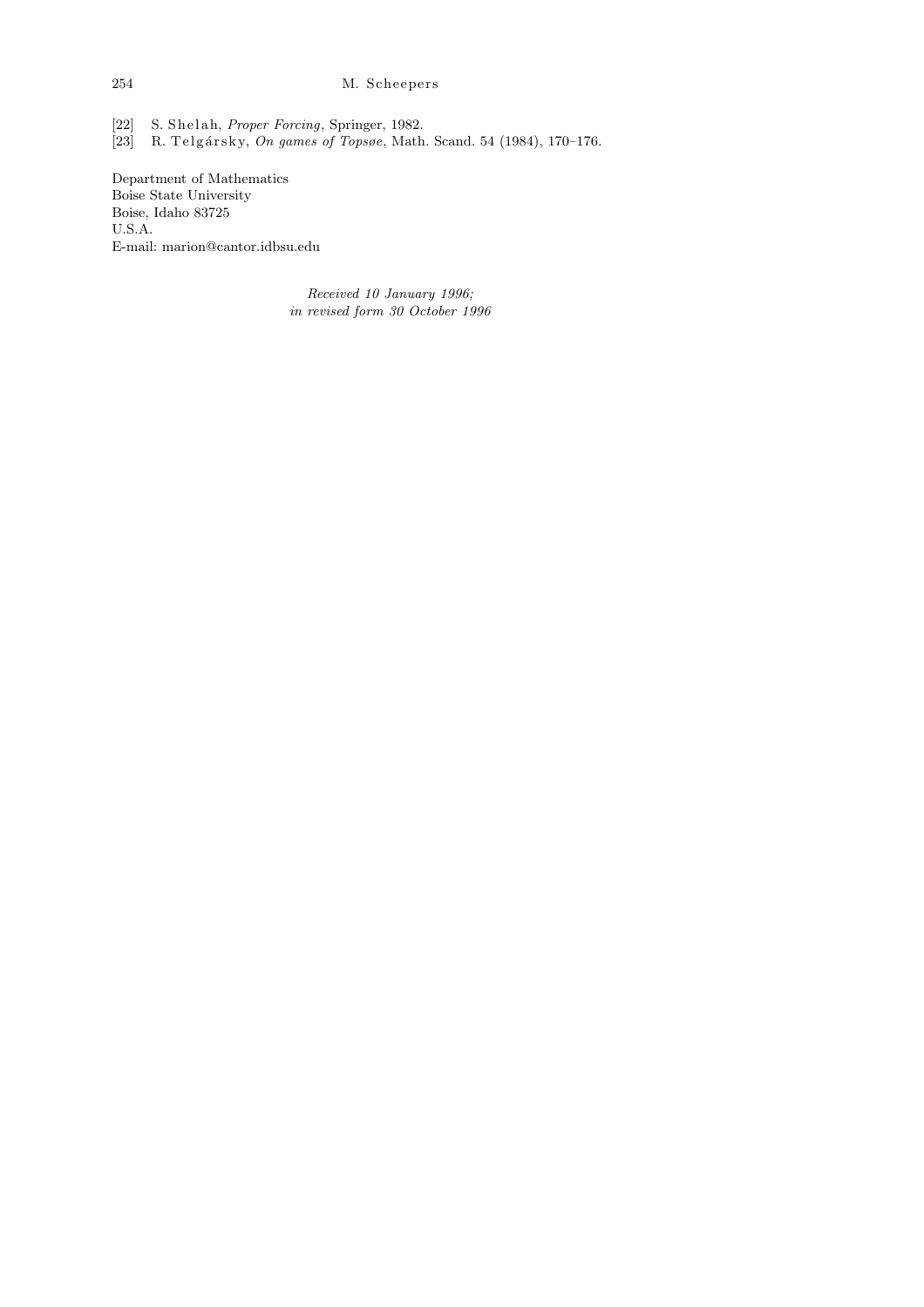[22] S. Shelah, *Proper Forcing*, Springer, 1982.

[23] R. Telgársky, *On games of Topsøe*, Math. Scand. 54 (1984), 170–176.

Department of Mathematics
Boise State University
Boise, Idaho 83725
U.S.A.
E-mail: marion@cantor.idbsu.edu

*Received 10 January 1996;*
*in revised form 30 October 1996*